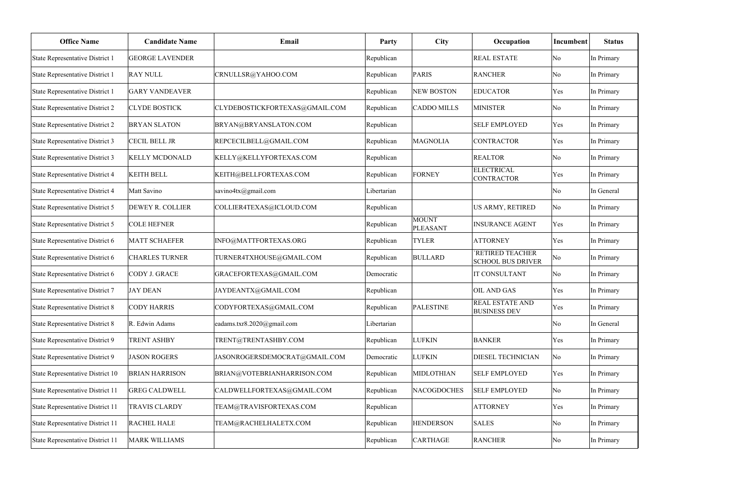| Office Name | Candidate Name | Email | Party | City | Occupation | Incumbent | Status |
|---|---|---|---|---|---|---|---|
| State Representative District 1 | GEORGE LAVENDER | | Republican | | REAL ESTATE | No | In Primary |
| State Representative District 1 | RAY NULL | CRNULLSR@YAHOO.COM | Republican | PARIS | RANCHER | No | In Primary |
| State Representative District 1 | GARY VANDEAVER | | Republican | NEW BOSTON | EDUCATOR | Yes | In Primary |
| State Representative District 2 | CLYDE BOSTICK | CLYDEBOSTICKFORTEXAS@GMAIL.COM | Republican | CADDO MILLS | MINISTER | No | In Primary |
| State Representative District 2 | BRYAN SLATON | BRYAN@BRYANSLATON.COM | Republican | | SELF EMPLOYED | Yes | In Primary |
| State Representative District 3 | CECIL BELL JR | REPCECILBELL@GMAIL.COM | Republican | MAGNOLIA | CONTRACTOR | Yes | In Primary |
| State Representative District 3 | KELLY MCDONALD | KELLY@KELLYFORTEXAS.COM | Republican | | REALTOR | No | In Primary |
| State Representative District 4 | KEITH BELL | KEITH@BELLFORTEXAS.COM | Republican | FORNEY | ELECTRICAL CONTRACTOR | Yes | In Primary |
| State Representative District 4 | Matt Savino | savino4tx@gmail.com | Libertarian | | | No | In General |
| State Representative District 5 | DEWEY R. COLLIER | COLLIER4TEXAS@ICLOUD.COM | Republican | | US ARMY, RETIRED | No | In Primary |
| State Representative District 5 | COLE HEFNER | | Republican | MOUNT PLEASANT | INSURANCE AGENT | Yes | In Primary |
| State Representative District 6 | MATT SCHAEFER | INFO@MATTFORTEXAS.ORG | Republican | TYLER | ATTORNEY | Yes | In Primary |
| State Representative District 6 | CHARLES TURNER | TURNER4TXHOUSE@GMAIL.COM | Republican | BULLARD | `RETIRED TEACHER SCHOOL BUS DRIVER | No | In Primary |
| State Representative District 6 | CODY J. GRACE | GRACEFORTEXAS@GMAIL.COM | Democratic | | IT CONSULTANT | No | In Primary |
| State Representative District 7 | JAY DEAN | JAYDEANTX@GMAIL.COM | Republican | | OIL AND GAS | Yes | In Primary |
| State Representative District 8 | CODY HARRIS | CODYFORTEXAS@GMAIL.COM | Republican | PALESTINE | REAL ESTATE AND BUSINESS DEV | Yes | In Primary |
| State Representative District 8 | R. Edwin Adams | eadams.txr8.2020@gmail.com | Libertarian | | | No | In General |
| State Representative District 9 | TRENT ASHBY | TRENT@TRENTASHBY.COM | Republican | LUFKIN | BANKER | Yes | In Primary |
| State Representative District 9 | JASON ROGERS | JASONROGERSDEMOCRAT@GMAIL.COM | Democratic | LUFKIN | DIESEL TECHNICIAN | No | In Primary |
| State Representative District 10 | BRIAN HARRISON | BRIAN@VOTEBRIANHARRISON.COM | Republican | MIDLOTHIAN | SELF EMPLOYED | Yes | In Primary |
| State Representative District 11 | GREG CALDWELL | CALDWELLFORTEXAS@GMAIL.COM | Republican | NACOGDOCHES | SELF EMPLOYED | No | In Primary |
| State Representative District 11 | TRAVIS CLARDY | TEAM@TRAVISFORTEXAS.COM | Republican | | ATTORNEY | Yes | In Primary |
| State Representative District 11 | RACHEL HALE | TEAM@RACHELHALETX.COM | Republican | HENDERSON | SALES | No | In Primary |
| State Representative District 11 | MARK WILLIAMS | | Republican | CARTHAGE | RANCHER | No | In Primary |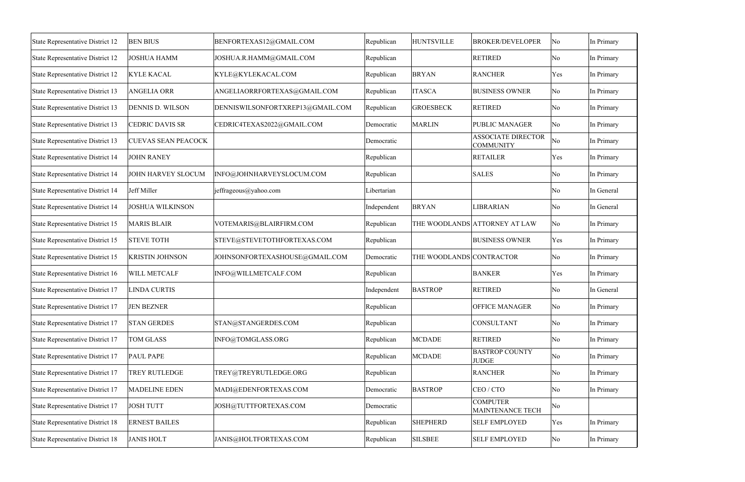| | | | | | | | |
|---|---|---|---|---|---|---|---|
| State Representative District 12 | BEN BIUS | BENFORTEXAS12@GMAIL.COM | Republican | HUNTSVILLE | BROKER/DEVELOPER | No | In Primary |
| State Representative District 12 | JOSHUA HAMM | JOSHUA.R.HAMM@GMAIL.COM | Republican | | RETIRED | No | In Primary |
| State Representative District 12 | KYLE KACAL | KYLE@KYLEKACAL.COM | Republican | BRYAN | RANCHER | Yes | In Primary |
| State Representative District 13 | ANGELIA ORR | ANGELIAORRFORTEXAS@GMAIL.COM | Republican | ITASCA | BUSINESS OWNER | No | In Primary |
| State Representative District 13 | DENNIS D. WILSON | DENNISWILSONFORTXREP13@GMAIL.COM | Republican | GROESBECK | RETIRED | No | In Primary |
| State Representative District 13 | CEDRIC DAVIS SR | CEDRIC4TEXAS2022@GMAIL.COM | Democratic | MARLIN | PUBLIC MANAGER | No | In Primary |
| State Representative District 13 | CUEVAS SEAN PEACOCK | | Democratic | | ASSOCIATE DIRECTOR COMMUNITY | No | In Primary |
| State Representative District 14 | JOHN RANEY | | Republican | | RETAILER | Yes | In Primary |
| State Representative District 14 | JOHN HARVEY SLOCUM | INFO@JOHNHARVEYSLOCUM.COM | Republican | | SALES | No | In Primary |
| State Representative District 14 | Jeff Miller | jeffrageous@yahoo.com | Libertarian | | | No | In General |
| State Representative District 14 | JOSHUA WILKINSON | | Independent | BRYAN | LIBRARIAN | No | In General |
| State Representative District 15 | MARIS BLAIR | VOTEMARIS@BLAIRFIRM.COM | Republican | THE WOODLANDS | ATTORNEY AT LAW | No | In Primary |
| State Representative District 15 | STEVE TOTH | STEVE@STEVETOTHFORTEXAS.COM | Republican | | BUSINESS OWNER | Yes | In Primary |
| State Representative District 15 | KRISTIN JOHNSON | JOHNSONFORTEXASHOUSE@GMAIL.COM | Democratic | THE WOODLANDS | CONTRACTOR | No | In Primary |
| State Representative District 16 | WILL METCALF | INFO@WILLMETCALF.COM | Republican | | BANKER | Yes | In Primary |
| State Representative District 17 | LINDA CURTIS | | Independent | BASTROP | RETIRED | No | In General |
| State Representative District 17 | JEN BEZNER | | Republican | | OFFICE MANAGER | No | In Primary |
| State Representative District 17 | STAN GERDES | STAN@STANGERDES.COM | Republican | | CONSULTANT | No | In Primary |
| State Representative District 17 | TOM GLASS | INFO@TOMGLASS.ORG | Republican | MCDADE | RETIRED | No | In Primary |
| State Representative District 17 | PAUL PAPE | | Republican | MCDADE | BASTROP COUNTY JUDGE | No | In Primary |
| State Representative District 17 | TREY RUTLEDGE | TREY@TREYRUTLEDGE.ORG | Republican | | RANCHER | No | In Primary |
| State Representative District 17 | MADELINE EDEN | MADI@EDENFORTEXAS.COM | Democratic | BASTROP | CEO / CTO | No | In Primary |
| State Representative District 17 | JOSH TUTT | JOSH@TUTTFORTEXAS.COM | Democratic | | COMPUTER MAINTENANCE TECH | No | |
| State Representative District 18 | ERNEST BAILES | | Republican | SHEPHERD | SELF EMPLOYED | Yes | In Primary |
| State Representative District 18 | JANIS HOLT | JANIS@HOLTFORTEXAS.COM | Republican | SILSBEE | SELF EMPLOYED | No | In Primary |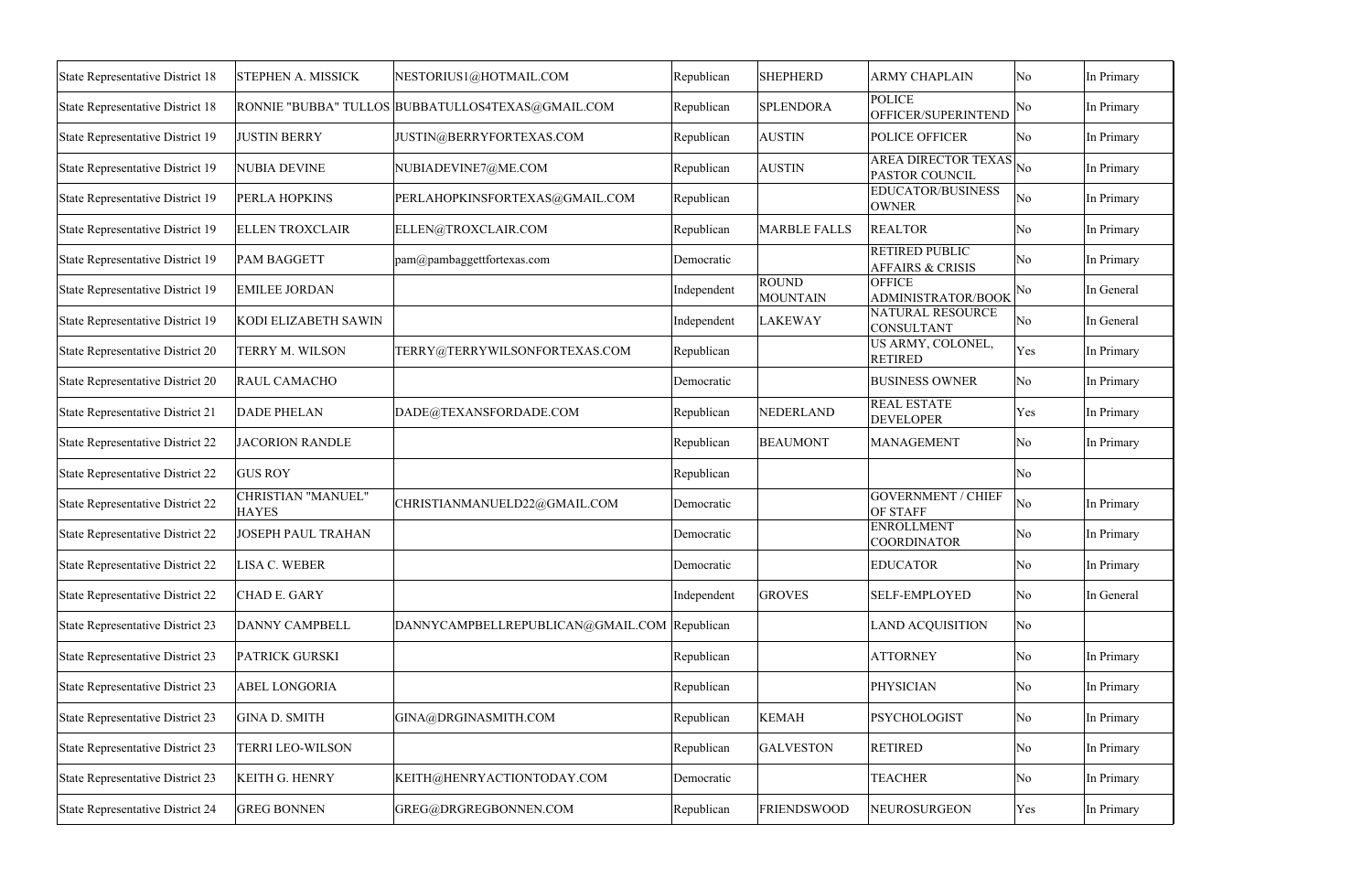| State Representative District 18 | STEPHEN A. MISSICK | NESTORIUS1@HOTMAIL.COM | Republican | SHEPHERD | ARMY CHAPLAIN | No | In Primary |
|---|---|---|---|---|---|---|---|
| State Representative District 18 | RONNIE "BUBBA" TULLOS | BUBBATULLOS4TEXAS@GMAIL.COM | Republican | SPLENDORA | POLICE OFFICER/SUPERINTEND | No | In Primary |
| State Representative District 19 | JUSTIN BERRY | JUSTIN@BERRYFORTEXAS.COM | Republican | AUSTIN | POLICE OFFICER | No | In Primary |
| State Representative District 19 | NUBIA DEVINE | NUBIADEVINE7@ME.COM | Republican | AUSTIN | AREA DIRECTOR TEXAS PASTOR COUNCIL | No | In Primary |
| State Representative District 19 | PERLA HOPKINS | PERLAHOPKINSFORTEXAS@GMAIL.COM | Republican | | EDUCATOR/BUSINESS OWNER | No | In Primary |
| State Representative District 19 | ELLEN TROXCLAIR | ELLEN@TROXCLAIR.COM | Republican | MARBLE FALLS | REALTOR | No | In Primary |
| State Representative District 19 | PAM BAGGETT | pam@pambaggettfortexas.com | Democratic | | RETIRED PUBLIC AFFAIRS & CRISIS | No | In Primary |
| State Representative District 19 | EMILEE JORDAN | | Independent | ROUND MOUNTAIN | OFFICE ADMINISTRATOR/BOOK | No | In General |
| State Representative District 19 | KODI ELIZABETH SAWIN | | Independent | LAKEWAY | NATURAL RESOURCE CONSULTANT | No | In General |
| State Representative District 20 | TERRY M. WILSON | TERRY@TERRYWILSONFORTEXAS.COM | Republican | | US ARMY, COLONEL, RETIRED | Yes | In Primary |
| State Representative District 20 | RAUL CAMACHO | | Democratic | | BUSINESS OWNER | No | In Primary |
| State Representative District 21 | DADE PHELAN | DADE@TEXANSFORDADE.COM | Republican | NEDERLAND | REAL ESTATE DEVELOPER | Yes | In Primary |
| State Representative District 22 | JACORION RANDLE | | Republican | BEAUMONT | MANAGEMENT | No | In Primary |
| State Representative District 22 | GUS ROY | | Republican | | | No | |
| State Representative District 22 | CHRISTIAN "MANUEL" HAYES | CHRISTIANMANUELD22@GMAIL.COM | Democratic | | GOVERNMENT / CHIEF OF STAFF | No | In Primary |
| State Representative District 22 | JOSEPH PAUL TRAHAN | | Democratic | | ENROLLMENT COORDINATOR | No | In Primary |
| State Representative District 22 | LISA C. WEBER | | Democratic | | EDUCATOR | No | In Primary |
| State Representative District 22 | CHAD E. GARY | | Independent | GROVES | SELF-EMPLOYED | No | In General |
| State Representative District 23 | DANNY CAMPBELL | DANNYCAMPBELLREPUBLICAN@GMAIL.COM | Republican | | LAND ACQUISITION | No | |
| State Representative District 23 | PATRICK GURSKI | | Republican | | ATTORNEY | No | In Primary |
| State Representative District 23 | ABEL LONGORIA | | Republican | | PHYSICIAN | No | In Primary |
| State Representative District 23 | GINA D. SMITH | GINA@DRGINASMITH.COM | Republican | KEMAH | PSYCHOLOGIST | No | In Primary |
| State Representative District 23 | TERRI LEO-WILSON | | Republican | GALVESTON | RETIRED | No | In Primary |
| State Representative District 23 | KEITH G. HENRY | KEITH@HENRYACTIONTODAY.COM | Democratic | | TEACHER | No | In Primary |
| State Representative District 24 | GREG BONNEN | GREG@DRGREGBONNEN.COM | Republican | FRIENDSWOOD | NEUROSURGEON | Yes | In Primary |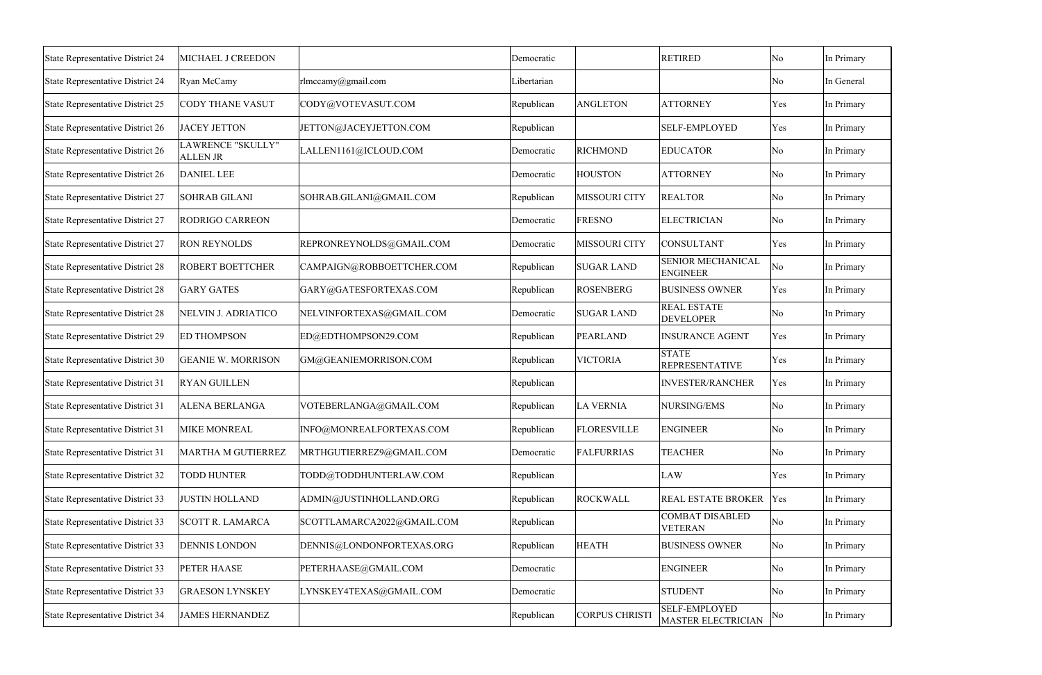| State Representative District 24 | MICHAEL J CREEDON | | Democratic | | RETIRED | No | In Primary |
|---|---|---|---|---|---|---|---|
| State Representative District 24 | Ryan McCamy | rlmccamy@gmail.com | Libertarian | | | No | In General |
| State Representative District 25 | CODY THANE VASUT | CODY@VOTEVASUT.COM | Republican | ANGLETON | ATTORNEY | Yes | In Primary |
| State Representative District 26 | JACEY JETTON | JETTON@JACEYJETTON.COM | Republican | | SELF-EMPLOYED | Yes | In Primary |
| State Representative District 26 | LAWRENCE "SKULLY" ALLEN JR | LALLEN1161@ICLOUD.COM | Democratic | RICHMOND | EDUCATOR | No | In Primary |
| State Representative District 26 | DANIEL LEE | | Democratic | HOUSTON | ATTORNEY | No | In Primary |
| State Representative District 27 | SOHRAB GILANI | SOHRAB.GILANI@GMAIL.COM | Republican | MISSOURI CITY | REALTOR | No | In Primary |
| State Representative District 27 | RODRIGO CARREON | | Democratic | FRESNO | ELECTRICIAN | No | In Primary |
| State Representative District 27 | RON REYNOLDS | REPRONREYNOLDS@GMAIL.COM | Democratic | MISSOURI CITY | CONSULTANT | Yes | In Primary |
| State Representative District 28 | ROBERT BOETTCHER | CAMPAIGN@ROBBOETTCHER.COM | Republican | SUGAR LAND | SENIOR MECHANICAL ENGINEER | No | In Primary |
| State Representative District 28 | GARY GATES | GARY@GATESFORTEXAS.COM | Republican | ROSENBERG | BUSINESS OWNER | Yes | In Primary |
| State Representative District 28 | NELVIN J. ADRIATICO | NELVINFORTEXAS@GMAIL.COM | Democratic | SUGAR LAND | REAL ESTATE DEVELOPER | No | In Primary |
| State Representative District 29 | ED THOMPSON | ED@EDTHOMPSON29.COM | Republican | PEARLAND | INSURANCE AGENT | Yes | In Primary |
| State Representative District 30 | GEANIE W. MORRISON | GM@GEANIEMORRISON.COM | Republican | VICTORIA | STATE REPRESENTATIVE | Yes | In Primary |
| State Representative District 31 | RYAN GUILLEN | | Republican | | INVESTER/RANCHER | Yes | In Primary |
| State Representative District 31 | ALENA BERLANGA | VOTEBERLANGA@GMAIL.COM | Republican | LA VERNIA | NURSING/EMS | No | In Primary |
| State Representative District 31 | MIKE MONREAL | INFO@MONREALFORTEXAS.COM | Republican | FLORESVILLE | ENGINEER | No | In Primary |
| State Representative District 31 | MARTHA M GUTIERREZ | MRTHGUTIERREZ9@GMAIL.COM | Democratic | FALFURRIAS | TEACHER | No | In Primary |
| State Representative District 32 | TODD HUNTER | TODD@TODDHUNTERLAW.COM | Republican | | LAW | Yes | In Primary |
| State Representative District 33 | JUSTIN HOLLAND | ADMIN@JUSTINHOLLAND.ORG | Republican | ROCKWALL | REAL ESTATE BROKER | Yes | In Primary |
| State Representative District 33 | SCOTT R. LAMARCA | SCOTTLAMARCA2022@GMAIL.COM | Republican | | COMBAT DISABLED VETERAN | No | In Primary |
| State Representative District 33 | DENNIS LONDON | DENNIS@LONDONFORTEXAS.ORG | Republican | HEATH | BUSINESS OWNER | No | In Primary |
| State Representative District 33 | PETER HAASE | PETERHAASE@GMAIL.COM | Democratic | | ENGINEER | No | In Primary |
| State Representative District 33 | GRAESON LYNSKEY | LYNSKEY4TEXAS@GMAIL.COM | Democratic | | STUDENT | No | In Primary |
| State Representative District 34 | JAMES HERNANDEZ | | Republican | CORPUS CHRISTI | SELF-EMPLOYED MASTER ELECTRICIAN | No | In Primary |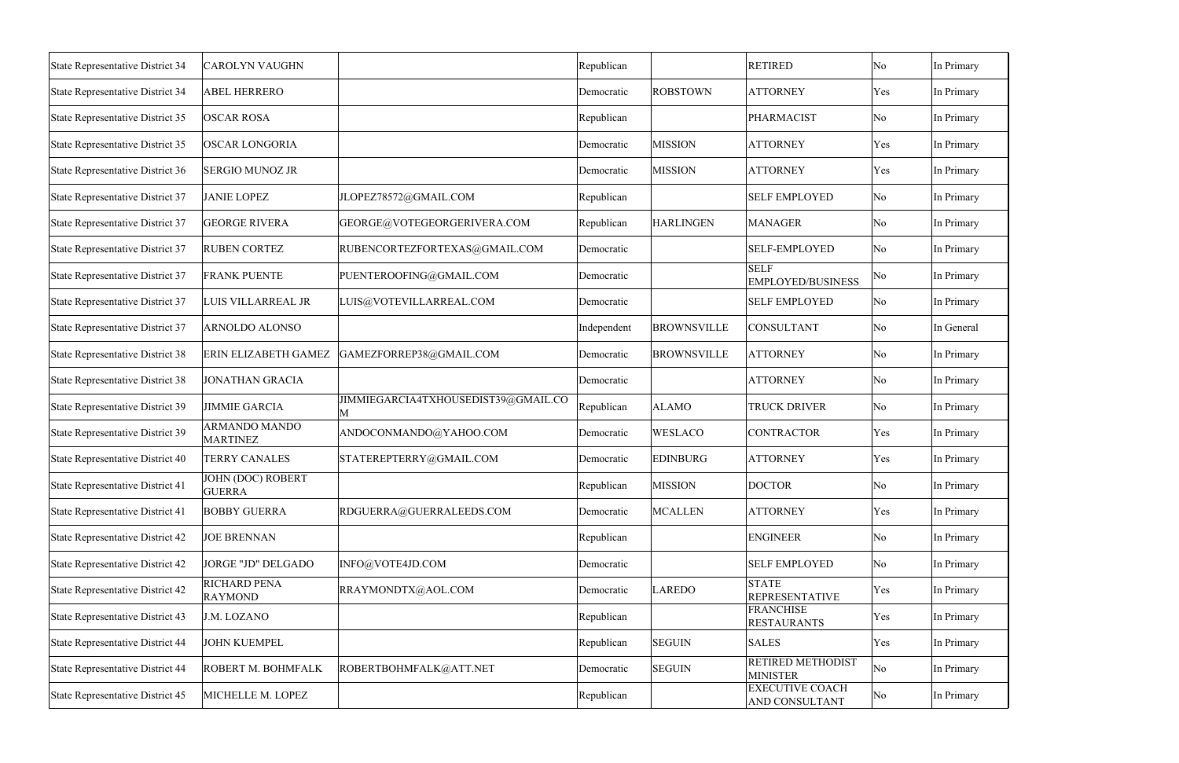| State Representative District 34 | CAROLYN VAUGHN | | Republican | | RETIRED | No | In Primary |
|---|---|---|---|---|---|---|---|
| State Representative District 34 | ABEL HERRERO | | Democratic | ROBSTOWN | ATTORNEY | Yes | In Primary |
| State Representative District 35 | OSCAR ROSA | | Republican | | PHARMACIST | No | In Primary |
| State Representative District 35 | OSCAR LONGORIA | | Democratic | MISSION | ATTORNEY | Yes | In Primary |
| State Representative District 36 | SERGIO MUNOZ JR | | Democratic | MISSION | ATTORNEY | Yes | In Primary |
| State Representative District 37 | JANIE LOPEZ | JLOPEZ78572@GMAIL.COM | Republican | | SELF EMPLOYED | No | In Primary |
| State Representative District 37 | GEORGE RIVERA | GEORGE@VOTEGEORGERIVERA.COM | Republican | HARLINGEN | MANAGER | No | In Primary |
| State Representative District 37 | RUBEN CORTEZ | RUBENCORTEZFORTEXAS@GMAIL.COM | Democratic | | SELF-EMPLOYED | No | In Primary |
| State Representative District 37 | FRANK PUENTE | PUENTEROOFING@GMAIL.COM | Democratic | | SELF EMPLOYED/BUSINESS | No | In Primary |
| State Representative District 37 | LUIS VILLARREAL JR | LUIS@VOTEVILLARREAL.COM | Democratic | | SELF EMPLOYED | No | In Primary |
| State Representative District 37 | ARNOLDO ALONSO | | Independent | BROWNSVILLE | CONSULTANT | No | In General |
| State Representative District 38 | ERIN ELIZABETH GAMEZ | GAMEZFORREP38@GMAIL.COM | Democratic | BROWNSVILLE | ATTORNEY | No | In Primary |
| State Representative District 38 | JONATHAN GRACIA | | Democratic | | ATTORNEY | No | In Primary |
| State Representative District 39 | JIMMIE GARCIA | JIMMIEGARCIA4TXHOUSEDIST39@GMAIL.COM | Republican | ALAMO | TRUCK DRIVER | No | In Primary |
| State Representative District 39 | ARMANDO MANDO MARTINEZ | ANDOCONMANDO@YAHOO.COM | Democratic | WESLACO | CONTRACTOR | Yes | In Primary |
| State Representative District 40 | TERRY CANALES | STATEREPTERRY@GMAIL.COM | Democratic | EDINBURG | ATTORNEY | Yes | In Primary |
| State Representative District 41 | JOHN (DOC) ROBERT GUERRA | | Republican | MISSION | DOCTOR | No | In Primary |
| State Representative District 41 | BOBBY GUERRA | RDGUERRA@GUERRALEEDS.COM | Democratic | MCALLEN | ATTORNEY | Yes | In Primary |
| State Representative District 42 | JOE BRENNAN | | Republican | | ENGINEER | No | In Primary |
| State Representative District 42 | JORGE "JD" DELGADO | INFO@VOTE4JD.COM | Democratic | | SELF EMPLOYED | No | In Primary |
| State Representative District 42 | RICHARD PENA RAYMOND | RRAYMONDTX@AOL.COM | Democratic | LAREDO | STATE REPRESENTATIVE | Yes | In Primary |
| State Representative District 43 | J.M. LOZANO | | Republican | | FRANCHISE RESTAURANTS | Yes | In Primary |
| State Representative District 44 | JOHN KUEMPEL | | Republican | SEGUIN | SALES | Yes | In Primary |
| State Representative District 44 | ROBERT M. BOHMFALK | ROBERTBOHMFALK@ATT.NET | Democratic | SEGUIN | RETIRED METHODIST MINISTER | No | In Primary |
| State Representative District 45 | MICHELLE M. LOPEZ | | Republican | | EXECUTIVE COACH AND CONSULTANT | No | In Primary |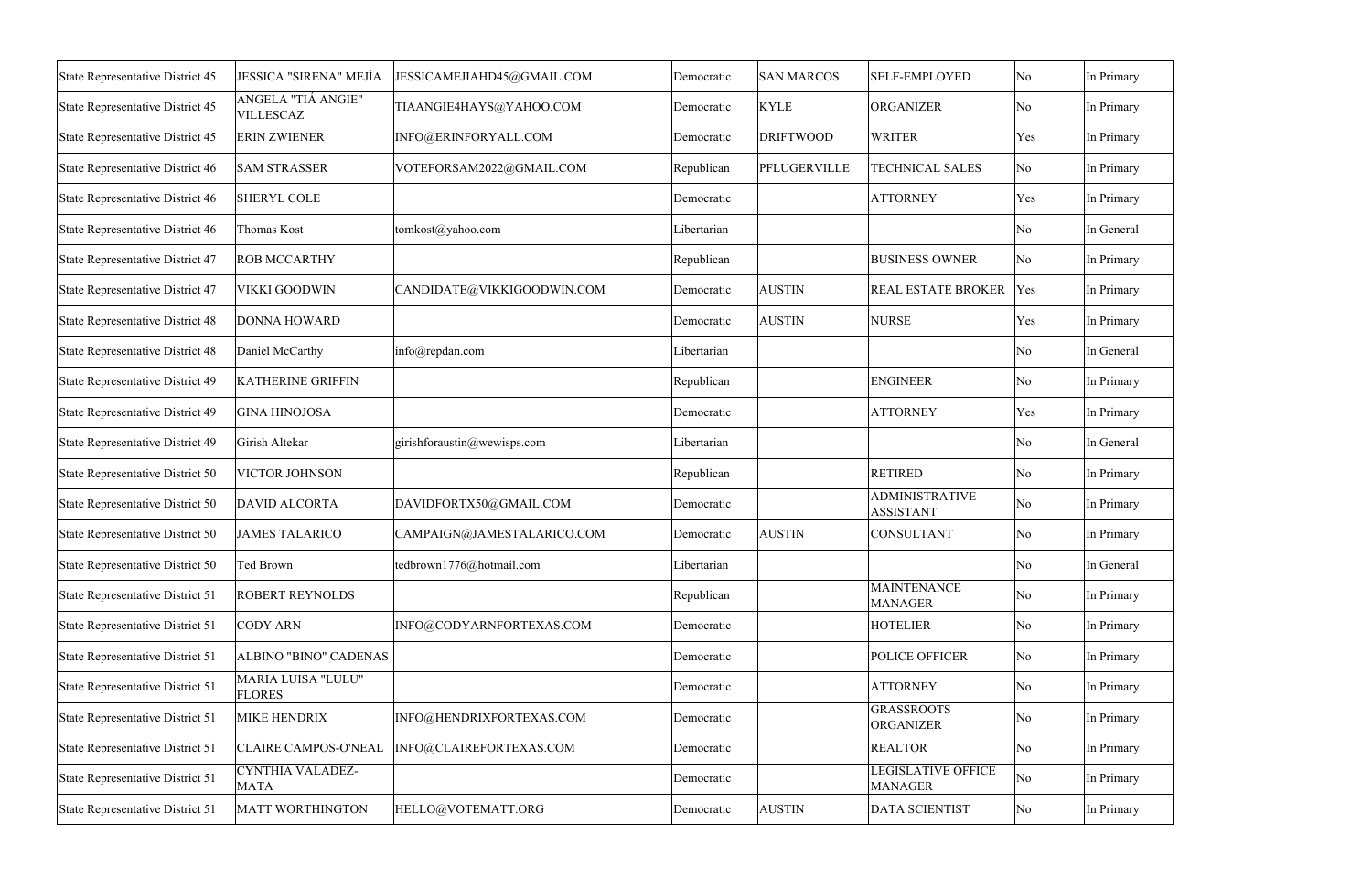| State Representative District 45 | JESSICA "SIRENA" MEJÍA | JESSICAMEJIAHD45@GMAIL.COM | Democratic | SAN MARCOS | SELF-EMPLOYED | No | In Primary |
|---|---|---|---|---|---|---|---|
| State Representative District 45 | ANGELA "TIÁ ANGIE" VILLESCAZ | TIAANGIE4HAYS@YAHOO.COM | Democratic | KYLE | ORGANIZER | No | In Primary |
| State Representative District 45 | ERIN ZWIENER | INFO@ERINFORYALL.COM | Democratic | DRIFTWOOD | WRITER | Yes | In Primary |
| State Representative District 46 | SAM STRASSER | VOTEFORSAM2022@GMAIL.COM | Republican | PFLUGERVILLE | TECHNICAL SALES | No | In Primary |
| State Representative District 46 | SHERYL COLE | | Democratic | | ATTORNEY | Yes | In Primary |
| State Representative District 46 | Thomas Kost | tomkost@yahoo.com | Libertarian | | | No | In General |
| State Representative District 47 | ROB MCCARTHY | | Republican | | BUSINESS OWNER | No | In Primary |
| State Representative District 47 | VIKKI GOODWIN | CANDIDATE@VIKKIGOODWIN.COM | Democratic | AUSTIN | REAL ESTATE BROKER | Yes | In Primary |
| State Representative District 48 | DONNA HOWARD | | Democratic | AUSTIN | NURSE | Yes | In Primary |
| State Representative District 48 | Daniel McCarthy | info@repdan.com | Libertarian | | | No | In General |
| State Representative District 49 | KATHERINE GRIFFIN | | Republican | | ENGINEER | No | In Primary |
| State Representative District 49 | GINA HINOJOSA | | Democratic | | ATTORNEY | Yes | In Primary |
| State Representative District 49 | Girish Altekar | girishforaustin@wewisps.com | Libertarian | | | No | In General |
| State Representative District 50 | VICTOR JOHNSON | | Republican | | RETIRED | No | In Primary |
| State Representative District 50 | DAVID ALCORTA | DAVIDFORTX50@GMAIL.COM | Democratic | | ADMINISTRATIVE ASSISTANT | No | In Primary |
| State Representative District 50 | JAMES TALARICO | CAMPAIGN@JAMESTALARICO.COM | Democratic | AUSTIN | CONSULTANT | No | In Primary |
| State Representative District 50 | Ted Brown | tedbrown1776@hotmail.com | Libertarian | | | No | In General |
| State Representative District 51 | ROBERT REYNOLDS | | Republican | | MAINTENANCE MANAGER | No | In Primary |
| State Representative District 51 | CODY ARN | INFO@CODYARNFORTEXAS.COM | Democratic | | HOTELIER | No | In Primary |
| State Representative District 51 | ALBINO "BINO" CADENAS | | Democratic | | POLICE OFFICER | No | In Primary |
| State Representative District 51 | MARIA LUISA "LULU" FLORES | | Democratic | | ATTORNEY | No | In Primary |
| State Representative District 51 | MIKE HENDRIX | INFO@HENDRIXFORTEXAS.COM | Democratic | | GRASSROOTS ORGANIZER | No | In Primary |
| State Representative District 51 | CLAIRE CAMPOS-O'NEAL | INFO@CLAIREFORTEXAS.COM | Democratic | | REALTOR | No | In Primary |
| State Representative District 51 | CYNTHIA VALADEZ-MATA | | Democratic | | LEGISLATIVE OFFICE MANAGER | No | In Primary |
| State Representative District 51 | MATT WORTHINGTON | HELLO@VOTEMATT.ORG | Democratic | AUSTIN | DATA SCIENTIST | No | In Primary |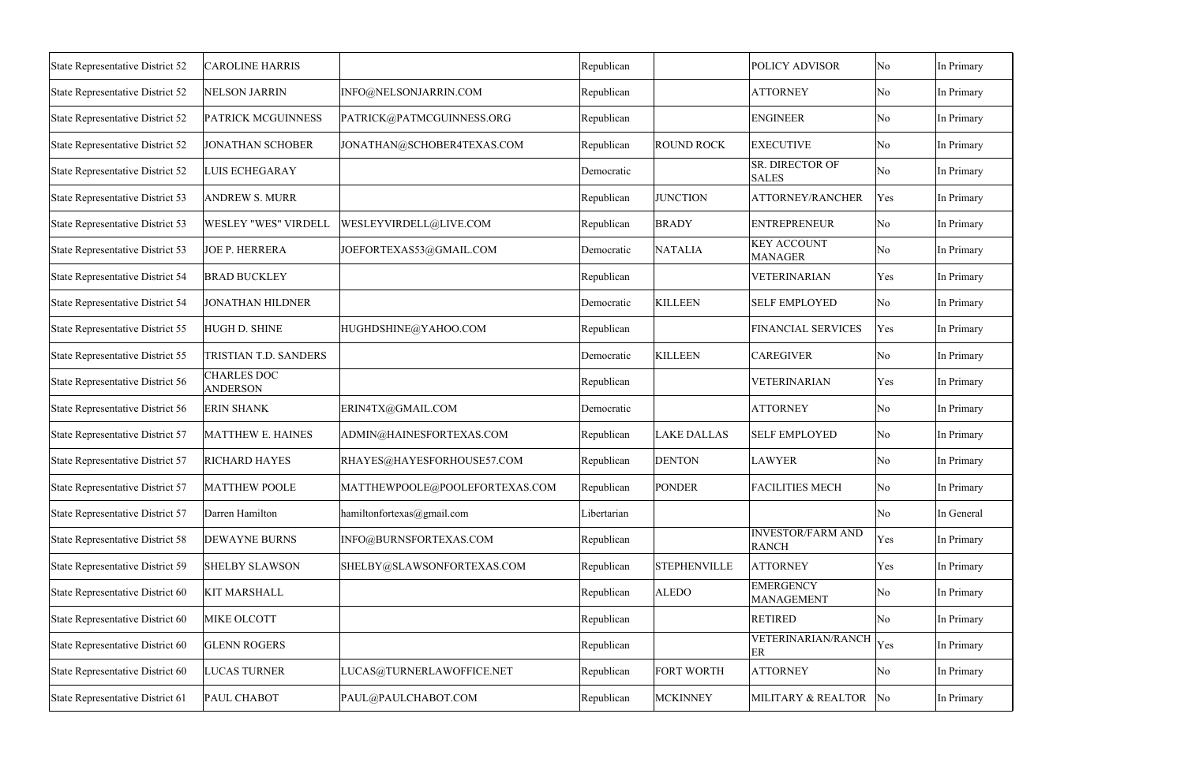| State Representative District 52 | CAROLINE HARRIS | | Republican | | POLICY ADVISOR | No | In Primary |
|---|---|---|---|---|---|---|---|
| State Representative District 52 | NELSON JARRIN | INFO@NELSONJARRIN.COM | Republican | | ATTORNEY | No | In Primary |
| State Representative District 52 | PATRICK MCGUINNESS | PATRICK@PATMCGUINNESS.ORG | Republican | | ENGINEER | No | In Primary |
| State Representative District 52 | JONATHAN SCHOBER | JONATHAN@SCHOBER4TEXAS.COM | Republican | ROUND ROCK | EXECUTIVE | No | In Primary |
| State Representative District 52 | LUIS ECHEGARAY | | Democratic | | SR. DIRECTOR OF SALES | No | In Primary |
| State Representative District 53 | ANDREW S. MURR | | Republican | JUNCTION | ATTORNEY/RANCHER | Yes | In Primary |
| State Representative District 53 | WESLEY "WES" VIRDELL | WESLEYVIRDELL@LIVE.COM | Republican | BRADY | ENTREPRENEUR | No | In Primary |
| State Representative District 53 | JOE P. HERRERA | JOEFORTEXAS53@GMAIL.COM | Democratic | NATALIA | KEY ACCOUNT MANAGER | No | In Primary |
| State Representative District 54 | BRAD BUCKLEY | | Republican | | VETERINARIAN | Yes | In Primary |
| State Representative District 54 | JONATHAN HILDNER | | Democratic | KILLEEN | SELF EMPLOYED | No | In Primary |
| State Representative District 55 | HUGH D. SHINE | HUGHDSHINE@YAHOO.COM | Republican | | FINANCIAL SERVICES | Yes | In Primary |
| State Representative District 55 | TRISTIAN T.D. SANDERS | | Democratic | KILLEEN | CAREGIVER | No | In Primary |
| State Representative District 56 | CHARLES DOC ANDERSON | | Republican | | VETERINARIAN | Yes | In Primary |
| State Representative District 56 | ERIN SHANK | ERIN4TX@GMAIL.COM | Democratic | | ATTORNEY | No | In Primary |
| State Representative District 57 | MATTHEW E. HAINES | ADMIN@HAINESFORTEXAS.COM | Republican | LAKE DALLAS | SELF EMPLOYED | No | In Primary |
| State Representative District 57 | RICHARD HAYES | RHAYES@HAYESFORHOUSE57.COM | Republican | DENTON | LAWYER | No | In Primary |
| State Representative District 57 | MATTHEW POOLE | MATTHEWPOOLE@POOLEFORTEXAS.COM | Republican | PONDER | FACILITIES MECH | No | In Primary |
| State Representative District 57 | Darren Hamilton | hamiltonfortexas@gmail.com | Libertarian | | | No | In General |
| State Representative District 58 | DEWAYNE BURNS | INFO@BURNSFORTEXAS.COM | Republican | | INVESTOR/FARM AND RANCH | Yes | In Primary |
| State Representative District 59 | SHELBY SLAWSON | SHELBY@SLAWSONFORTEXAS.COM | Republican | STEPHENVILLE | ATTORNEY | Yes | In Primary |
| State Representative District 60 | KIT MARSHALL | | Republican | ALEDO | EMERGENCY MANAGEMENT | No | In Primary |
| State Representative District 60 | MIKE OLCOTT | | Republican | | RETIRED | No | In Primary |
| State Representative District 60 | GLENN ROGERS | | Republican | | VETERINARIAN/RANCHER | Yes | In Primary |
| State Representative District 60 | LUCAS TURNER | LUCAS@TURNERLAWOFFICE.NET | Republican | FORT WORTH | ATTORNEY | No | In Primary |
| State Representative District 61 | PAUL CHABOT | PAUL@PAULCHABOT.COM | Republican | MCKINNEY | MILITARY & REALTOR | No | In Primary |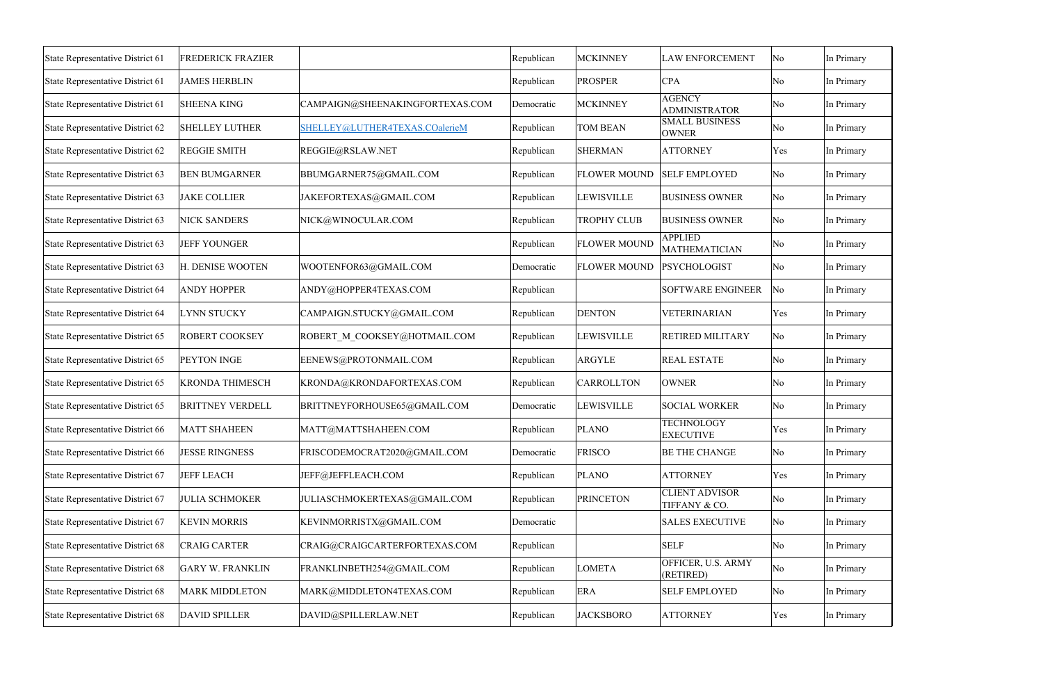| State Representative District 61 | FREDERICK FRAZIER | | Republican | MCKINNEY | LAW ENFORCEMENT | No | In Primary |
|---|---|---|---|---|---|---|---|
| State Representative District 61 | JAMES HERBLIN | | Republican | PROSPER | CPA | No | In Primary |
| State Representative District 61 | SHEENA KING | CAMPAIGN@SHEENAKINGFORTEXAS.COM | Democratic | MCKINNEY | AGENCY ADMINISTRATOR | No | In Primary |
| State Representative District 62 | SHELLEY LUTHER | SHELLEY@LUTHER4TEXAS.COalerieM | Republican | TOM BEAN | SMALL BUSINESS OWNER | No | In Primary |
| State Representative District 62 | REGGIE SMITH | REGGIE@RSLAW.NET | Republican | SHERMAN | ATTORNEY | Yes | In Primary |
| State Representative District 63 | BEN BUMGARNER | BBUMGARNER75@GMAIL.COM | Republican | FLOWER MOUND | SELF EMPLOYED | No | In Primary |
| State Representative District 63 | JAKE COLLIER | JAKEFORTEXAS@GMAIL.COM | Republican | LEWISVILLE | BUSINESS OWNER | No | In Primary |
| State Representative District 63 | NICK SANDERS | NICK@WINOCULAR.COM | Republican | TROPHY CLUB | BUSINESS OWNER | No | In Primary |
| State Representative District 63 | JEFF YOUNGER | | Republican | FLOWER MOUND | APPLIED MATHEMATICIAN | No | In Primary |
| State Representative District 63 | H. DENISE WOOTEN | WOOTENFOR63@GMAIL.COM | Democratic | FLOWER MOUND | PSYCHOLOGIST | No | In Primary |
| State Representative District 64 | ANDY HOPPER | ANDY@HOPPER4TEXAS.COM | Republican | | SOFTWARE ENGINEER | No | In Primary |
| State Representative District 64 | LYNN STUCKY | CAMPAIGN.STUCKY@GMAIL.COM | Republican | DENTON | VETERINARIAN | Yes | In Primary |
| State Representative District 65 | ROBERT COOKSEY | ROBERT_M_COOKSEY@HOTMAIL.COM | Republican | LEWISVILLE | RETIRED MILITARY | No | In Primary |
| State Representative District 65 | PEYTON INGE | EENEWS@PROTONMAIL.COM | Republican | ARGYLE | REAL ESTATE | No | In Primary |
| State Representative District 65 | KRONDA THIMESCH | KRONDA@KRONDAFORTEXAS.COM | Republican | CARROLLTON | OWNER | No | In Primary |
| State Representative District 65 | BRITTNEY VERDELL | BRITTNEYFORHOUSE65@GMAIL.COM | Democratic | LEWISVILLE | SOCIAL WORKER | No | In Primary |
| State Representative District 66 | MATT SHAHEEN | MATT@MATTSHAHEEN.COM | Republican | PLANO | TECHNOLOGY EXECUTIVE | Yes | In Primary |
| State Representative District 66 | JESSE RINGNESS | FRISCODEMOCRAT2020@GMAIL.COM | Democratic | FRISCO | BE THE CHANGE | No | In Primary |
| State Representative District 67 | JEFF LEACH | JEFF@JEFFLEACH.COM | Republican | PLANO | ATTORNEY | Yes | In Primary |
| State Representative District 67 | JULIA SCHMOKER | JULIASCHMOKERTEXAS@GMAIL.COM | Republican | PRINCETON | CLIENT ADVISOR TIFFANY & CO. | No | In Primary |
| State Representative District 67 | KEVIN MORRIS | KEVINMORRISTX@GMAIL.COM | Democratic | | SALES EXECUTIVE | No | In Primary |
| State Representative District 68 | CRAIG CARTER | CRAIG@CRAIGCARTERFORTEXAS.COM | Republican | | SELF | No | In Primary |
| State Representative District 68 | GARY W. FRANKLIN | FRANKLINBETH254@GMAIL.COM | Republican | LOMETA | OFFICER, U.S. ARMY (RETIRED) | No | In Primary |
| State Representative District 68 | MARK MIDDLETON | MARK@MIDDLETON4TEXAS.COM | Republican | ERA | SELF EMPLOYED | No | In Primary |
| State Representative District 68 | DAVID SPILLER | DAVID@SPILLERLAW.NET | Republican | JACKSBORO | ATTORNEY | Yes | In Primary |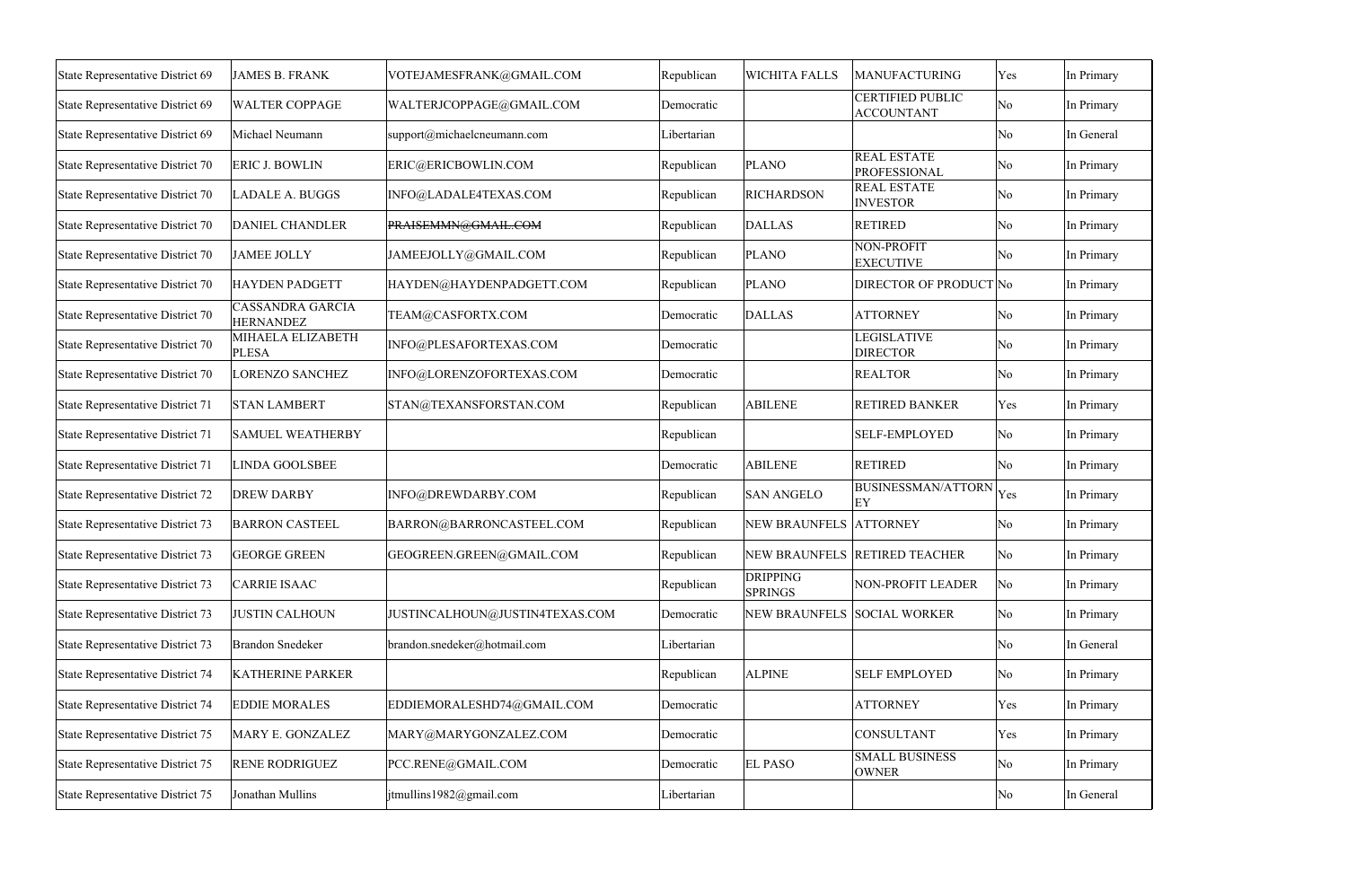| State Representative District 69 | JAMES B. FRANK | VOTEJAMESFRANK@GMAIL.COM | Republican | WICHITA FALLS | MANUFACTURING | Yes | In Primary |
|---|---|---|---|---|---|---|---|
| State Representative District 69 | WALTER COPPAGE | WALTERJCOPPAGE@GMAIL.COM | Democratic | | CERTIFIED PUBLIC ACCOUNTANT | No | In Primary |
| State Representative District 69 | Michael Neumann | support@michaelcneumann.com | Libertarian | | | No | In General |
| State Representative District 70 | ERIC J. BOWLIN | ERIC@ERICBOWLIN.COM | Republican | PLANO | REAL ESTATE PROFESSIONAL | No | In Primary |
| State Representative District 70 | LADALE A. BUGGS | INFO@LADALE4TEXAS.COM | Republican | RICHARDSON | REAL ESTATE INVESTOR | No | In Primary |
| State Representative District 70 | DANIEL CHANDLER | ~~PRAISEMMN@GMAIL.COM~~ | Republican | DALLAS | RETIRED | No | In Primary |
| State Representative District 70 | JAMEE JOLLY | JAMEEJOLLY@GMAIL.COM | Republican | PLANO | NON-PROFIT EXECUTIVE | No | In Primary |
| State Representative District 70 | HAYDEN PADGETT | HAYDEN@HAYDENPADGETT.COM | Republican | PLANO | DIRECTOR OF PRODUCT | No | In Primary |
| State Representative District 70 | CASSANDRA GARCIA HERNANDEZ | TEAM@CASFORTX.COM | Democratic | DALLAS | ATTORNEY | No | In Primary |
| State Representative District 70 | MIHAELA ELIZABETH PLESA | INFO@PLESAFORTEXAS.COM | Democratic | | LEGISLATIVE DIRECTOR | No | In Primary |
| State Representative District 70 | LORENZO SANCHEZ | INFO@LORENZOFORTEXAS.COM | Democratic | | REALTOR | No | In Primary |
| State Representative District 71 | STAN LAMBERT | STAN@TEXANSFORSTAN.COM | Republican | ABILENE | RETIRED BANKER | Yes | In Primary |
| State Representative District 71 | SAMUEL WEATHERBY | | Republican | | SELF-EMPLOYED | No | In Primary |
| State Representative District 71 | LINDA GOOLSBEE | | Democratic | ABILENE | RETIRED | No | In Primary |
| State Representative District 72 | DREW DARBY | INFO@DREWDARBY.COM | Republican | SAN ANGELO | BUSINESSMAN/ATTORNEY | Yes | In Primary |
| State Representative District 73 | BARRON CASTEEL | BARRON@BARRONCASTEEL.COM | Republican | NEW BRAUNFELS | ATTORNEY | No | In Primary |
| State Representative District 73 | GEORGE GREEN | GEOGREEN.GREEN@GMAIL.COM | Republican | NEW BRAUNFELS | RETIRED TEACHER | No | In Primary |
| State Representative District 73 | CARRIE ISAAC | | Republican | DRIPPING SPRINGS | NON-PROFIT LEADER | No | In Primary |
| State Representative District 73 | JUSTIN CALHOUN | JUSTINCALHOUN@JUSTIN4TEXAS.COM | Democratic | NEW BRAUNFELS | SOCIAL WORKER | No | In Primary |
| State Representative District 73 | Brandon Snedeker | brandon.snedeker@hotmail.com | Libertarian | | | No | In General |
| State Representative District 74 | KATHERINE PARKER | | Republican | ALPINE | SELF EMPLOYED | No | In Primary |
| State Representative District 74 | EDDIE MORALES | EDDIEMORALESHD74@GMAIL.COM | Democratic | | ATTORNEY | Yes | In Primary |
| State Representative District 75 | MARY E. GONZALEZ | MARY@MARYGONZALEZ.COM | Democratic | | CONSULTANT | Yes | In Primary |
| State Representative District 75 | RENE RODRIGUEZ | PCC.RENE@GMAIL.COM | Democratic | EL PASO | SMALL BUSINESS OWNER | No | In Primary |
| State Representative District 75 | Jonathan Mullins | jtmullins1982@gmail.com | Libertarian | | | No | In General |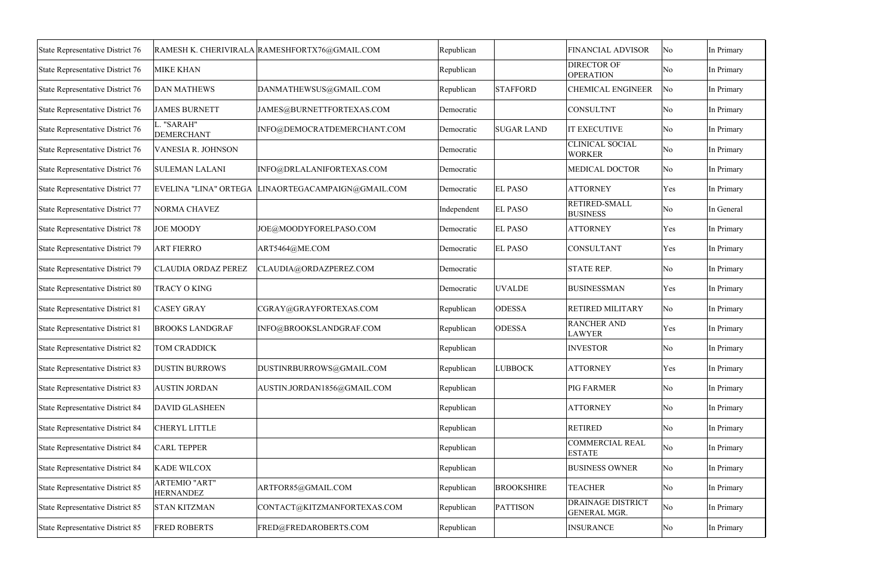| | | | | | | | |
|---|---|---|---|---|---|---|---|
| State Representative District 76 | RAMESH K. CHERIVIRALA | RAMESHFORTX76@GMAIL.COM | Republican | | FINANCIAL ADVISOR | No | In Primary |
| State Representative District 76 | MIKE KHAN | | Republican | | DIRECTOR OF OPERATION | No | In Primary |
| State Representative District 76 | DAN MATHEWS | DANMATHEWSUS@GMAIL.COM | Republican | STAFFORD | CHEMICAL ENGINEER | No | In Primary |
| State Representative District 76 | JAMES BURNETT | JAMES@BURNETTFORTEXAS.COM | Democratic | | CONSULTNT | No | In Primary |
| State Representative District 76 | L. "SARAH" DEMERCHANT | INFO@DEMOCRATDEMERCHANT.COM | Democratic | SUGAR LAND | IT EXECUTIVE | No | In Primary |
| State Representative District 76 | VANESIA R. JOHNSON | | Democratic | | CLINICAL SOCIAL WORKER | No | In Primary |
| State Representative District 76 | SULEMAN LALANI | INFO@DRLALANIFORTEXAS.COM | Democratic | | MEDICAL DOCTOR | No | In Primary |
| State Representative District 77 | EVELINA "LINA" ORTEGA | LINAORTEGACAMPAIGN@GMAIL.COM | Democratic | EL PASO | ATTORNEY | Yes | In Primary |
| State Representative District 77 | NORMA CHAVEZ | | Independent | EL PASO | RETIRED-SMALL BUSINESS | No | In General |
| State Representative District 78 | JOE MOODY | JOE@MOODYFORELPASO.COM | Democratic | EL PASO | ATTORNEY | Yes | In Primary |
| State Representative District 79 | ART FIERRO | ART5464@ME.COM | Democratic | EL PASO | CONSULTANT | Yes | In Primary |
| State Representative District 79 | CLAUDIA ORDAZ PEREZ | CLAUDIA@ORDAZPEREZ.COM | Democratic | | STATE REP. | No | In Primary |
| State Representative District 80 | TRACY O KING | | Democratic | UVALDE | BUSINESSMAN | Yes | In Primary |
| State Representative District 81 | CASEY GRAY | CGRAY@GRAYFORTEXAS.COM | Republican | ODESSA | RETIRED MILITARY | No | In Primary |
| State Representative District 81 | BROOKS LANDGRAF | INFO@BROOKSLANDGRAF.COM | Republican | ODESSA | RANCHER AND LAWYER | Yes | In Primary |
| State Representative District 82 | TOM CRADDICK | | Republican | | INVESTOR | No | In Primary |
| State Representative District 83 | DUSTIN BURROWS | DUSTINRBURROWS@GMAIL.COM | Republican | LUBBOCK | ATTORNEY | Yes | In Primary |
| State Representative District 83 | AUSTIN JORDAN | AUSTIN.JORDAN1856@GMAIL.COM | Republican | | PIG FARMER | No | In Primary |
| State Representative District 84 | DAVID GLASHEEN | | Republican | | ATTORNEY | No | In Primary |
| State Representative District 84 | CHERYL LITTLE | | Republican | | RETIRED | No | In Primary |
| State Representative District 84 | CARL TEPPER | | Republican | | COMMERCIAL REAL ESTATE | No | In Primary |
| State Representative District 84 | KADE WILCOX | | Republican | | BUSINESS OWNER | No | In Primary |
| State Representative District 85 | ARTEMIO "ART" HERNANDEZ | ARTFOR85@GMAIL.COM | Republican | BROOKSHIRE | TEACHER | No | In Primary |
| State Representative District 85 | STAN KITZMAN | CONTACT@KITZMANFORTEXAS.COM | Republican | PATTISON | DRAINAGE DISTRICT GENERAL MGR. | No | In Primary |
| State Representative District 85 | FRED ROBERTS | FRED@FREDAROBERTS.COM | Republican | | INSURANCE | No | In Primary |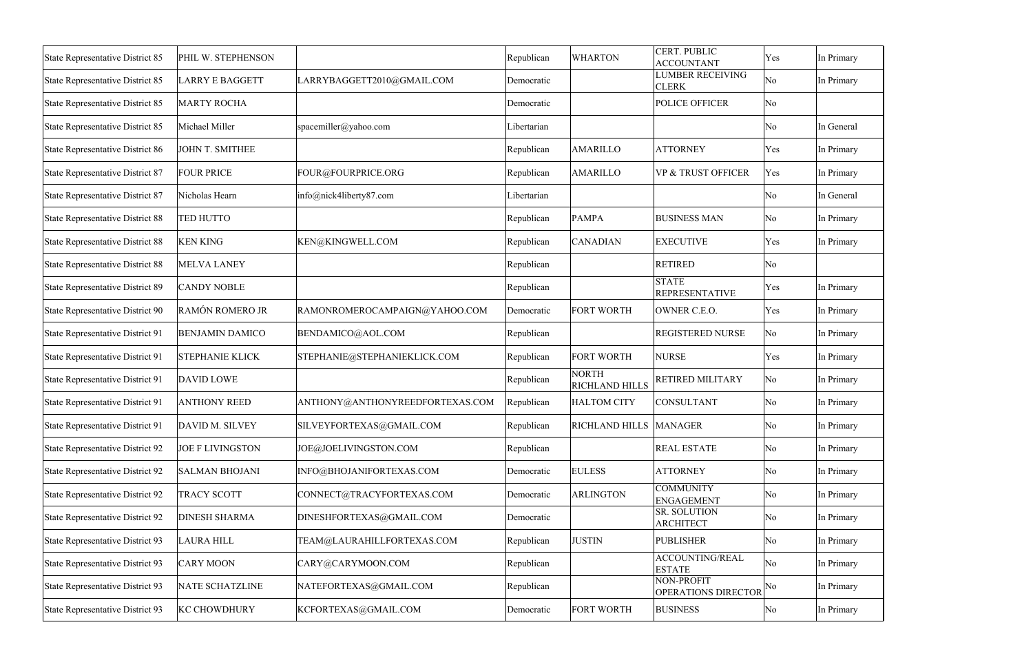| | | | | | | | |
|---|---|---|---|---|---|---|---|
| State Representative District 85 | PHIL W. STEPHENSON | | Republican | WHARTON | CERT. PUBLIC ACCOUNTANT | Yes | In Primary |
| State Representative District 85 | LARRY E BAGGETT | LARRYBAGGETT2010@GMAIL.COM | Democratic | | LUMBER RECEIVING CLERK | No | In Primary |
| State Representative District 85 | MARTY ROCHA | | Democratic | | POLICE OFFICER | No | |
| State Representative District 85 | Michael Miller | spacemiller@yahoo.com | Libertarian | | | No | In General |
| State Representative District 86 | JOHN T. SMITHEE | | Republican | AMARILLO | ATTORNEY | Yes | In Primary |
| State Representative District 87 | FOUR PRICE | FOUR@FOURPRICE.ORG | Republican | AMARILLO | VP & TRUST OFFICER | Yes | In Primary |
| State Representative District 87 | Nicholas Hearn | info@nick4liberty87.com | Libertarian | | | No | In General |
| State Representative District 88 | TED HUTTO | | Republican | PAMPA | BUSINESS MAN | No | In Primary |
| State Representative District 88 | KEN KING | KEN@KINGWELL.COM | Republican | CANADIAN | EXECUTIVE | Yes | In Primary |
| State Representative District 88 | MELVA LANEY | | Republican | | RETIRED | No | |
| State Representative District 89 | CANDY NOBLE | | Republican | | STATE REPRESENTATIVE | Yes | In Primary |
| State Representative District 90 | RAMÓN ROMERO JR | RAMONROMEROCAMPAIGN@YAHOO.COM | Democratic | FORT WORTH | OWNER C.E.O. | Yes | In Primary |
| State Representative District 91 | BENJAMIN DAMICO | BENDAMICO@AOL.COM | Republican | | REGISTERED NURSE | No | In Primary |
| State Representative District 91 | STEPHANIE KLICK | STEPHANIE@STEPHANIEKLICK.COM | Republican | FORT WORTH | NURSE | Yes | In Primary |
| State Representative District 91 | DAVID LOWE | | Republican | NORTH RICHLAND HILLS | RETIRED MILITARY | No | In Primary |
| State Representative District 91 | ANTHONY REED | ANTHONY@ANTHONYREEDFORTEXAS.COM | Republican | HALTOM CITY | CONSULTANT | No | In Primary |
| State Representative District 91 | DAVID M. SILVEY | SILVEYFORTEXAS@GMAIL.COM | Republican | RICHLAND HILLS | MANAGER | No | In Primary |
| State Representative District 92 | JOE F LIVINGSTON | JOE@JOELIVINGSTON.COM | Republican | | REAL ESTATE | No | In Primary |
| State Representative District 92 | SALMAN BHOJANI | INFO@BHOJANIFORTEXAS.COM | Democratic | EULESS | ATTORNEY | No | In Primary |
| State Representative District 92 | TRACY SCOTT | CONNECT@TRACYFORTEXAS.COM | Democratic | ARLINGTON | COMMUNITY ENGAGEMENT | No | In Primary |
| State Representative District 92 | DINESH SHARMA | DINESHFORTEXAS@GMAIL.COM | Democratic | | SR. SOLUTION ARCHITECT | No | In Primary |
| State Representative District 93 | LAURA HILL | TEAM@LAURAHILLFORTEXAS.COM | Republican | JUSTIN | PUBLISHER | No | In Primary |
| State Representative District 93 | CARY MOON | CARY@CARYMOON.COM | Republican | | ACCOUNTING/REAL ESTATE | No | In Primary |
| State Representative District 93 | NATE SCHATZLINE | NATEFORTEXAS@GMAIL.COM | Republican | | NON-PROFIT OPERATIONS DIRECTOR | No | In Primary |
| State Representative District 93 | KC CHOWDHURY | KCFORTEXAS@GMAIL.COM | Democratic | FORT WORTH | BUSINESS | No | In Primary |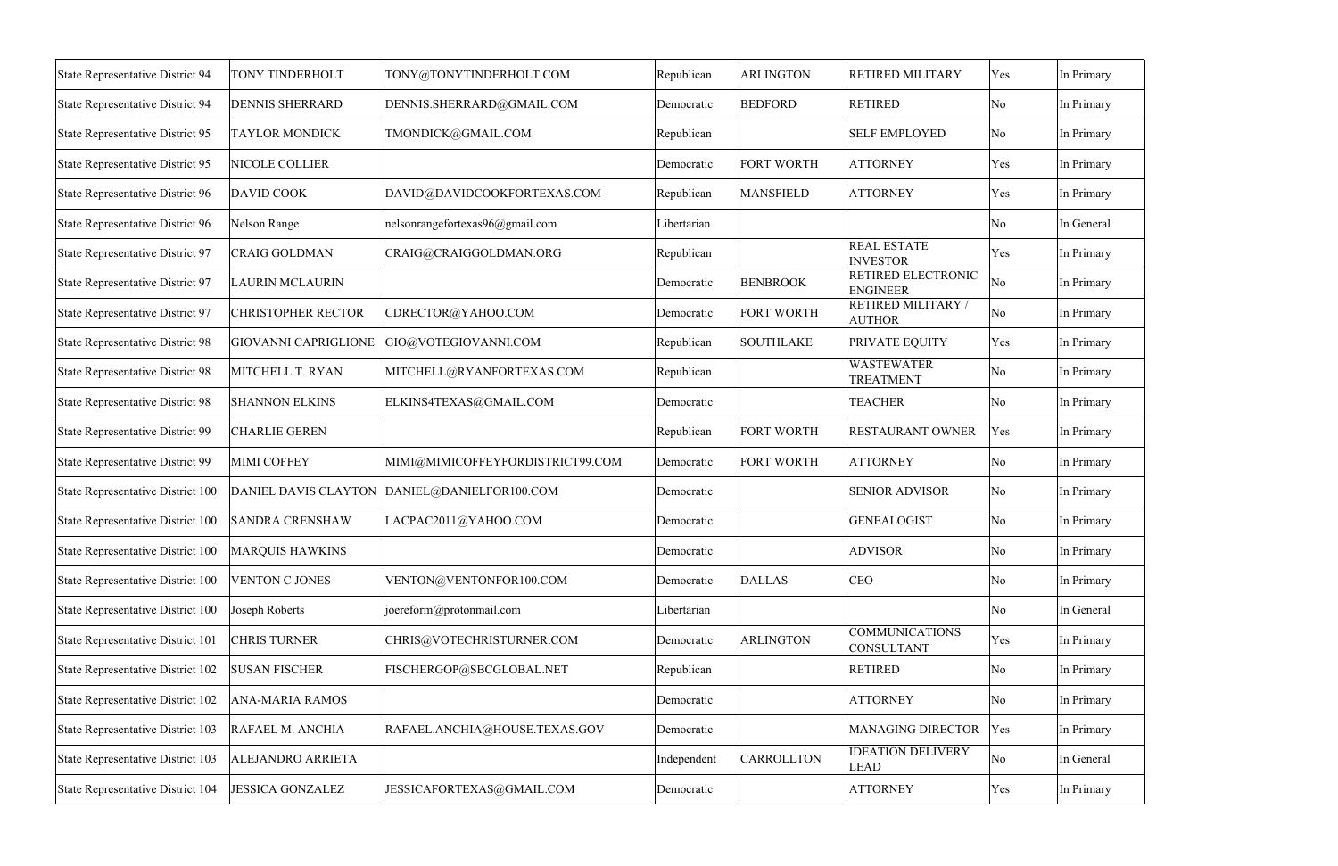| State Representative District 94 | TONY TINDERHOLT | TONY@TONYTINDERHOLT.COM | Republican | ARLINGTON | RETIRED MILITARY | Yes | In Primary |
|---|---|---|---|---|---|---|---|
| State Representative District 94 | DENNIS SHERRARD | DENNIS.SHERRARD@GMAIL.COM | Democratic | BEDFORD | RETIRED | No | In Primary |
| State Representative District 95 | TAYLOR MONDICK | TMONDICK@GMAIL.COM | Republican | | SELF EMPLOYED | No | In Primary |
| State Representative District 95 | NICOLE COLLIER | | Democratic | FORT WORTH | ATTORNEY | Yes | In Primary |
| State Representative District 96 | DAVID COOK | DAVID@DAVIDCOOKFORTEXAS.COM | Republican | MANSFIELD | ATTORNEY | Yes | In Primary |
| State Representative District 96 | Nelson Range | nelsonrangefortexas96@gmail.com | Libertarian | | | No | In General |
| State Representative District 97 | CRAIG GOLDMAN | CRAIG@CRAIGGOLDMAN.ORG | Republican | | REAL ESTATE INVESTOR | Yes | In Primary |
| State Representative District 97 | LAURIN MCLAURIN | | Democratic | BENBROOK | RETIRED ELECTRONIC ENGINEER | No | In Primary |
| State Representative District 97 | CHRISTOPHER RECTOR | CDRECTOR@YAHOO.COM | Democratic | FORT WORTH | RETIRED MILITARY / AUTHOR | No | In Primary |
| State Representative District 98 | GIOVANNI CAPRIGLIONE | GIO@VOTEGIOVANNI.COM | Republican | SOUTHLAKE | PRIVATE EQUITY | Yes | In Primary |
| State Representative District 98 | MITCHELL T. RYAN | MITCHELL@RYANFORTEXAS.COM | Republican | | WASTEWATER TREATMENT | No | In Primary |
| State Representative District 98 | SHANNON ELKINS | ELKINS4TEXAS@GMAIL.COM | Democratic | | TEACHER | No | In Primary |
| State Representative District 99 | CHARLIE GEREN | | Republican | FORT WORTH | RESTAURANT OWNER | Yes | In Primary |
| State Representative District 99 | MIMI COFFEY | MIMI@MIMICOFFEYFORDISTRICT99.COM | Democratic | FORT WORTH | ATTORNEY | No | In Primary |
| State Representative District 100 | DANIEL DAVIS CLAYTON | DANIEL@DANIELFOR100.COM | Democratic | | SENIOR ADVISOR | No | In Primary |
| State Representative District 100 | SANDRA CRENSHAW | LACPAC2011@YAHOO.COM | Democratic | | GENEALOGIST | No | In Primary |
| State Representative District 100 | MARQUIS HAWKINS | | Democratic | | ADVISOR | No | In Primary |
| State Representative District 100 | VENTON C JONES | VENTON@VENTONFOR100.COM | Democratic | DALLAS | CEO | No | In Primary |
| State Representative District 100 | Joseph Roberts | joereform@protonmail.com | Libertarian | | | No | In General |
| State Representative District 101 | CHRIS TURNER | CHRIS@VOTECHRISTURNER.COM | Democratic | ARLINGTON | COMMUNICATIONS CONSULTANT | Yes | In Primary |
| State Representative District 102 | SUSAN FISCHER | FISCHERGOP@SBCGLOBAL.NET | Republican | | RETIRED | No | In Primary |
| State Representative District 102 | ANA-MARIA RAMOS | | Democratic | | ATTORNEY | No | In Primary |
| State Representative District 103 | RAFAEL M. ANCHIA | RAFAEL.ANCHIA@HOUSE.TEXAS.GOV | Democratic | | MANAGING DIRECTOR | Yes | In Primary |
| State Representative District 103 | ALEJANDRO ARRIETA | | Independent | CARROLLTON | IDEATION DELIVERY LEAD | No | In General |
| State Representative District 104 | JESSICA GONZALEZ | JESSICAFORTEXAS@GMAIL.COM | Democratic | | ATTORNEY | Yes | In Primary |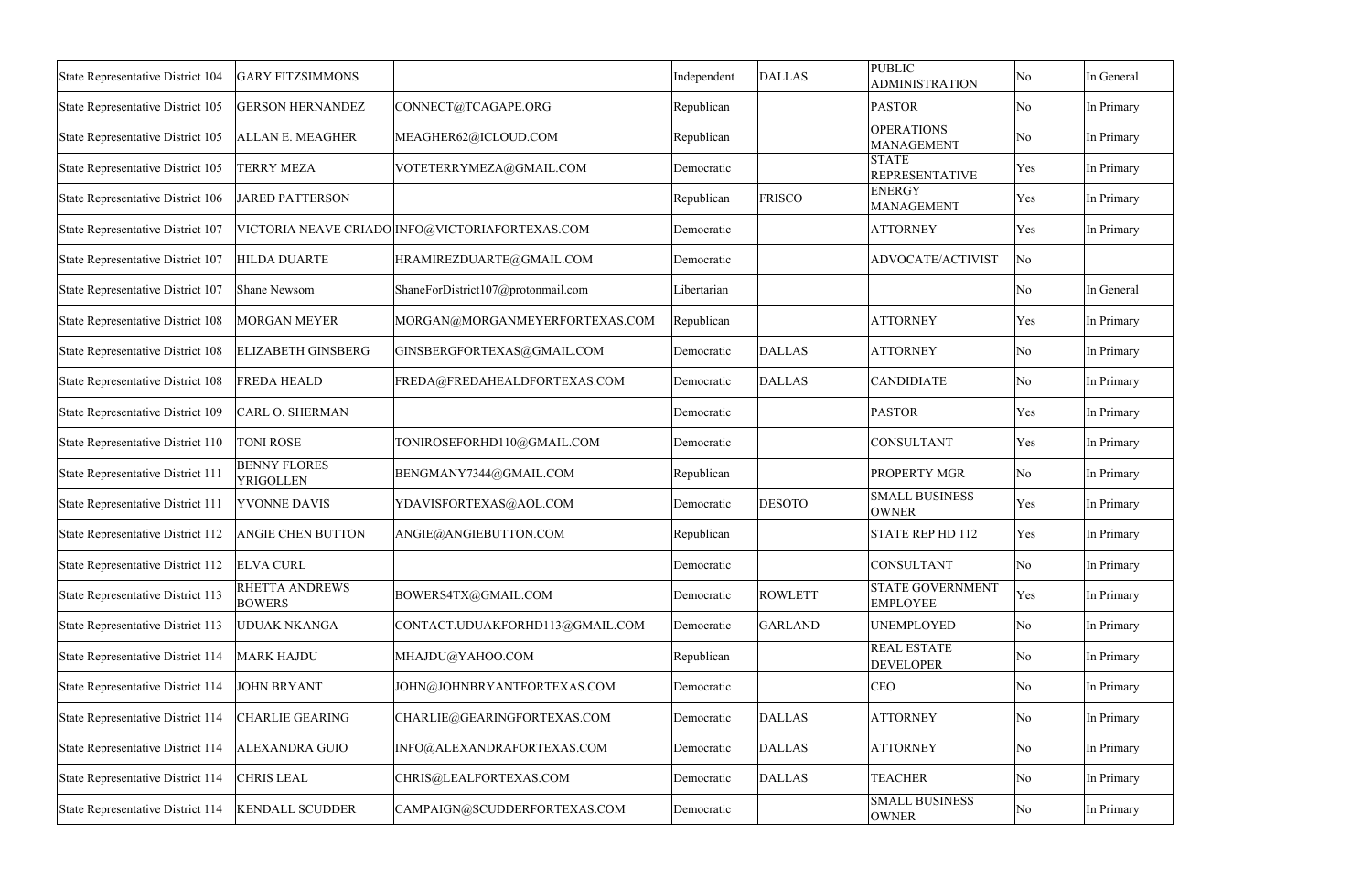| | | | | | | | |
|---|---|---|---|---|---|---|---|
| State Representative District 104 | GARY FITZSIMMONS | | Independent | DALLAS | PUBLIC ADMINISTRATION | No | In General |
| State Representative District 105 | GERSON HERNANDEZ | CONNECT@TCAGAPE.ORG | Republican | | PASTOR | No | In Primary |
| State Representative District 105 | ALLAN E. MEAGHER | MEAGHER62@ICLOUD.COM | Republican | | OPERATIONS MANAGEMENT | No | In Primary |
| State Representative District 105 | TERRY MEZA | VOTETERRYMEZA@GMAIL.COM | Democratic | | STATE REPRESENTATIVE | Yes | In Primary |
| State Representative District 106 | JARED PATTERSON | | Republican | FRISCO | ENERGY MANAGEMENT | Yes | In Primary |
| State Representative District 107 | VICTORIA NEAVE CRIADO | INFO@VICTORIAFORTEXAS.COM | Democratic | | ATTORNEY | Yes | In Primary |
| State Representative District 107 | HILDA DUARTE | HRAMIREZDUARTE@GMAIL.COM | Democratic | | ADVOCATE/ACTIVIST | No | |
| State Representative District 107 | Shane Newsom | ShaneForDistrict107@protonmail.com | Libertarian | | | No | In General |
| State Representative District 108 | MORGAN MEYER | MORGAN@MORGANMEYERFORTEXAS.COM | Republican | | ATTORNEY | Yes | In Primary |
| State Representative District 108 | ELIZABETH GINSBERG | GINSBERGFORTEXAS@GMAIL.COM | Democratic | DALLAS | ATTORNEY | No | In Primary |
| State Representative District 108 | FREDA HEALD | FREDA@FREDAHEALDFORTEXAS.COM | Democratic | DALLAS | CANDIDIATE | No | In Primary |
| State Representative District 109 | CARL O. SHERMAN | | Democratic | | PASTOR | Yes | In Primary |
| State Representative District 110 | TONI ROSE | TONIROSEFORHD110@GMAIL.COM | Democratic | | CONSULTANT | Yes | In Primary |
| State Representative District 111 | BENNY FLORES YRIGOLLEN | BENGMANY7344@GMAIL.COM | Republican | | PROPERTY MGR | No | In Primary |
| State Representative District 111 | YVONNE DAVIS | YDAVISFORTEXAS@AOL.COM | Democratic | DESOTO | SMALL BUSINESS OWNER | Yes | In Primary |
| State Representative District 112 | ANGIE CHEN BUTTON | ANGIE@ANGIEBUTTON.COM | Republican | | STATE REP HD 112 | Yes | In Primary |
| State Representative District 112 | ELVA CURL | | Democratic | | CONSULTANT | No | In Primary |
| State Representative District 113 | RHETTA ANDREWS BOWERS | BOWERS4TX@GMAIL.COM | Democratic | ROWLETT | STATE GOVERNMENT EMPLOYEE | Yes | In Primary |
| State Representative District 113 | UDUAK NKANGA | CONTACT.UDUAKFORHD113@GMAIL.COM | Democratic | GARLAND | UNEMPLOYED | No | In Primary |
| State Representative District 114 | MARK HAJDU | MHAJDU@YAHOO.COM | Republican | | REAL ESTATE DEVELOPER | No | In Primary |
| State Representative District 114 | JOHN BRYANT | JOHN@JOHNBRYANTFORTEXAS.COM | Democratic | | CEO | No | In Primary |
| State Representative District 114 | CHARLIE GEARING | CHARLIE@GEARINGFORTEXAS.COM | Democratic | DALLAS | ATTORNEY | No | In Primary |
| State Representative District 114 | ALEXANDRA GUIO | INFO@ALEXANDRAFORTEXAS.COM | Democratic | DALLAS | ATTORNEY | No | In Primary |
| State Representative District 114 | CHRIS LEAL | CHRIS@LEALFORTEXAS.COM | Democratic | DALLAS | TEACHER | No | In Primary |
| State Representative District 114 | KENDALL SCUDDER | CAMPAIGN@SCUDDERFORTEXAS.COM | Democratic | | SMALL BUSINESS OWNER | No | In Primary |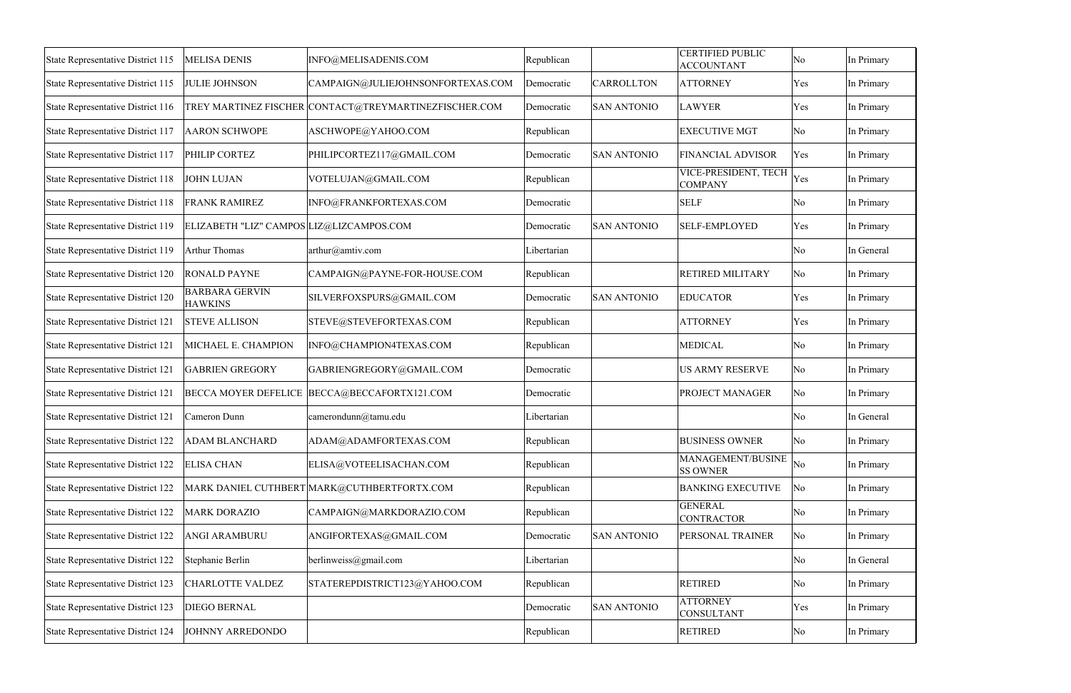| State Representative District 115 | MELISA DENIS | INFO@MELISADENIS.COM | Republican | | CERTIFIED PUBLIC ACCOUNTANT | No | In Primary |
|---|---|---|---|---|---|---|---|
| State Representative District 115 | JULIE JOHNSON | CAMPAIGN@JULIEJOHNSONFORTEXAS.COM | Democratic | CARROLLTON | ATTORNEY | Yes | In Primary |
| State Representative District 116 | TREY MARTINEZ FISCHER | CONTACT@TREYMARTINEZFISCHER.COM | Democratic | SAN ANTONIO | LAWYER | Yes | In Primary |
| State Representative District 117 | AARON SCHWOPE | ASCHWOPE@YAHOO.COM | Republican | | EXECUTIVE MGT | No | In Primary |
| State Representative District 117 | PHILIP CORTEZ | PHILIPCORTEZ117@GMAIL.COM | Democratic | SAN ANTONIO | FINANCIAL ADVISOR | Yes | In Primary |
| State Representative District 118 | JOHN LUJAN | VOTELUJAN@GMAIL.COM | Republican | | VICE-PRESIDENT, TECH COMPANY | Yes | In Primary |
| State Representative District 118 | FRANK RAMIREZ | INFO@FRANKFORTEXAS.COM | Democratic | | SELF | No | In Primary |
| State Representative District 119 | ELIZABETH "LIZ" CAMPOS | LIZ@LIZCAMPOS.COM | Democratic | SAN ANTONIO | SELF-EMPLOYED | Yes | In Primary |
| State Representative District 119 | Arthur Thomas | arthur@amtiv.com | Libertarian | | | No | In General |
| State Representative District 120 | RONALD PAYNE | CAMPAIGN@PAYNE-FOR-HOUSE.COM | Republican | | RETIRED MILITARY | No | In Primary |
| State Representative District 120 | BARBARA GERVIN HAWKINS | SILVERFOXSPURS@GMAIL.COM | Democratic | SAN ANTONIO | EDUCATOR | Yes | In Primary |
| State Representative District 121 | STEVE ALLISON | STEVE@STEVEFORTEXAS.COM | Republican | | ATTORNEY | Yes | In Primary |
| State Representative District 121 | MICHAEL E. CHAMPION | INFO@CHAMPION4TEXAS.COM | Republican | | MEDICAL | No | In Primary |
| State Representative District 121 | GABRIEN GREGORY | GABRIENGREGORY@GMAIL.COM | Democratic | | US ARMY RESERVE | No | In Primary |
| State Representative District 121 | BECCA MOYER DEFELICE | BECCA@BECCAFORTX121.COM | Democratic | | PROJECT MANAGER | No | In Primary |
| State Representative District 121 | Cameron Dunn | camerondunn@tamu.edu | Libertarian | | | No | In General |
| State Representative District 122 | ADAM BLANCHARD | ADAM@ADAMFORTEXAS.COM | Republican | | BUSINESS OWNER | No | In Primary |
| State Representative District 122 | ELISA CHAN | ELISA@VOTEELISACHAN.COM | Republican | | MANAGEMENT/BUSINESS OWNER | No | In Primary |
| State Representative District 122 | MARK DANIEL CUTHBERT | MARK@CUTHBERTFORTX.COM | Republican | | BANKING EXECUTIVE | No | In Primary |
| State Representative District 122 | MARK DORAZIO | CAMPAIGN@MARKDORAZIO.COM | Republican | | GENERAL CONTRACTOR | No | In Primary |
| State Representative District 122 | ANGI ARAMBURU | ANGIFORTEXAS@GMAIL.COM | Democratic | SAN ANTONIO | PERSONAL TRAINER | No | In Primary |
| State Representative District 122 | Stephanie Berlin | berlinweiss@gmail.com | Libertarian | | | No | In General |
| State Representative District 123 | CHARLOTTE VALDEZ | STATEREPDISTRICT123@YAHOO.COM | Republican | | RETIRED | No | In Primary |
| State Representative District 123 | DIEGO BERNAL | | Democratic | SAN ANTONIO | ATTORNEY CONSULTANT | Yes | In Primary |
| State Representative District 124 | JOHNNY ARREDONDO | | Republican | | RETIRED | No | In Primary |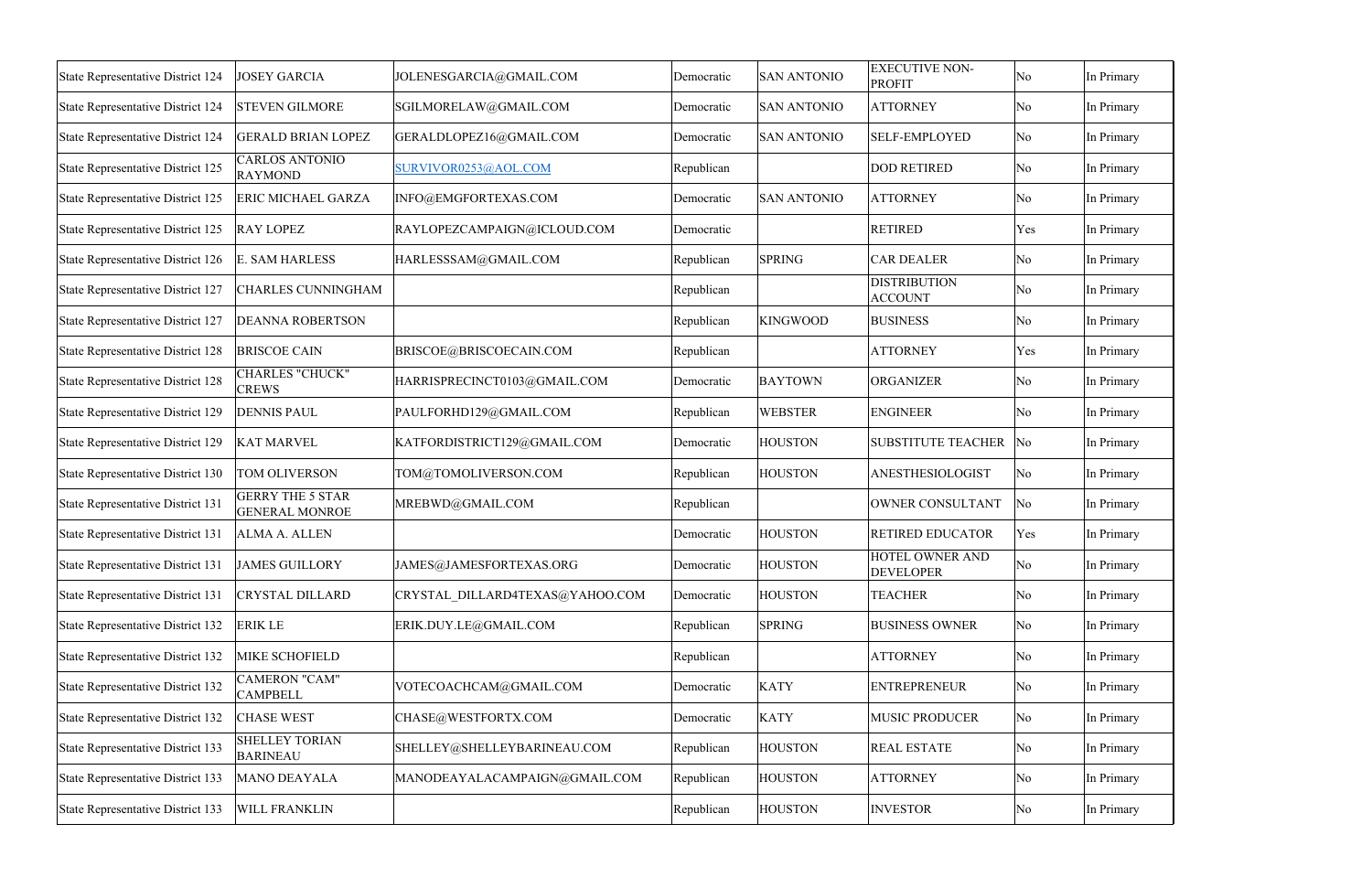| State Representative District 124 | JOSEY GARCIA | JOLENESGARCIA@GMAIL.COM | Democratic | SAN ANTONIO | EXECUTIVE NON-PROFIT | No | In Primary |
|---|---|---|---|---|---|---|---|
| State Representative District 124 | STEVEN GILMORE | SGILMORELAW@GMAIL.COM | Democratic | SAN ANTONIO | ATTORNEY | No | In Primary |
| State Representative District 124 | GERALD BRIAN LOPEZ | GERALDLOPEZ16@GMAIL.COM | Democratic | SAN ANTONIO | SELF-EMPLOYED | No | In Primary |
| State Representative District 125 | CARLOS ANTONIO RAYMOND | SURVIVOR0253@AOL.COM | Republican | | DOD RETIRED | No | In Primary |
| State Representative District 125 | ERIC MICHAEL GARZA | INFO@EMGFORTEXAS.COM | Democratic | SAN ANTONIO | ATTORNEY | No | In Primary |
| State Representative District 125 | RAY LOPEZ | RAYLOPEZCAMPAIGN@ICLOUD.COM | Democratic | | RETIRED | Yes | In Primary |
| State Representative District 126 | E. SAM HARLESS | HARLESSSAM@GMAIL.COM | Republican | SPRING | CAR DEALER | No | In Primary |
| State Representative District 127 | CHARLES CUNNINGHAM | | Republican | | DISTRIBUTION ACCOUNT | No | In Primary |
| State Representative District 127 | DEANNA ROBERTSON | | Republican | KINGWOOD | BUSINESS | No | In Primary |
| State Representative District 128 | BRISCOE CAIN | BRISCOE@BRISCOECAIN.COM | Republican | | ATTORNEY | Yes | In Primary |
| State Representative District 128 | CHARLES "CHUCK" CREWS | HARRISPRECINCT0103@GMAIL.COM | Democratic | BAYTOWN | ORGANIZER | No | In Primary |
| State Representative District 129 | DENNIS PAUL | PAULFORHD129@GMAIL.COM | Republican | WEBSTER | ENGINEER | No | In Primary |
| State Representative District 129 | KAT MARVEL | KATFORDISTRICT129@GMAIL.COM | Democratic | HOUSTON | SUBSTITUTE TEACHER | No | In Primary |
| State Representative District 130 | TOM OLIVERSON | TOM@TOMOLIVERSON.COM | Republican | HOUSTON | ANESTHESIOLOGIST | No | In Primary |
| State Representative District 131 | GERRY THE 5 STAR GENERAL MONROE | MREBWD@GMAIL.COM | Republican | | OWNER CONSULTANT | No | In Primary |
| State Representative District 131 | ALMA A. ALLEN | | Democratic | HOUSTON | RETIRED EDUCATOR | Yes | In Primary |
| State Representative District 131 | JAMES GUILLORY | JAMES@JAMESFORTEXAS.ORG | Democratic | HOUSTON | HOTEL OWNER AND DEVELOPER | No | In Primary |
| State Representative District 131 | CRYSTAL DILLARD | CRYSTAL_DILLARD4TEXAS@YAHOO.COM | Democratic | HOUSTON | TEACHER | No | In Primary |
| State Representative District 132 | ERIK LE | ERIK.DUY.LE@GMAIL.COM | Republican | SPRING | BUSINESS OWNER | No | In Primary |
| State Representative District 132 | MIKE SCHOFIELD | | Republican | | ATTORNEY | No | In Primary |
| State Representative District 132 | CAMERON "CAM" CAMPBELL | VOTECOACHCAM@GMAIL.COM | Democratic | KATY | ENTREPRENEUR | No | In Primary |
| State Representative District 132 | CHASE WEST | CHASE@WESTFORTX.COM | Democratic | KATY | MUSIC PRODUCER | No | In Primary |
| State Representative District 133 | SHELLEY TORIAN BARINEAU | SHELLEY@SHELLEYBARINEAU.COM | Republican | HOUSTON | REAL ESTATE | No | In Primary |
| State Representative District 133 | MANO DEAYALA | MANODEAYALACAMPAIGN@GMAIL.COM | Republican | HOUSTON | ATTORNEY | No | In Primary |
| State Representative District 133 | WILL FRANKLIN | | Republican | HOUSTON | INVESTOR | No | In Primary |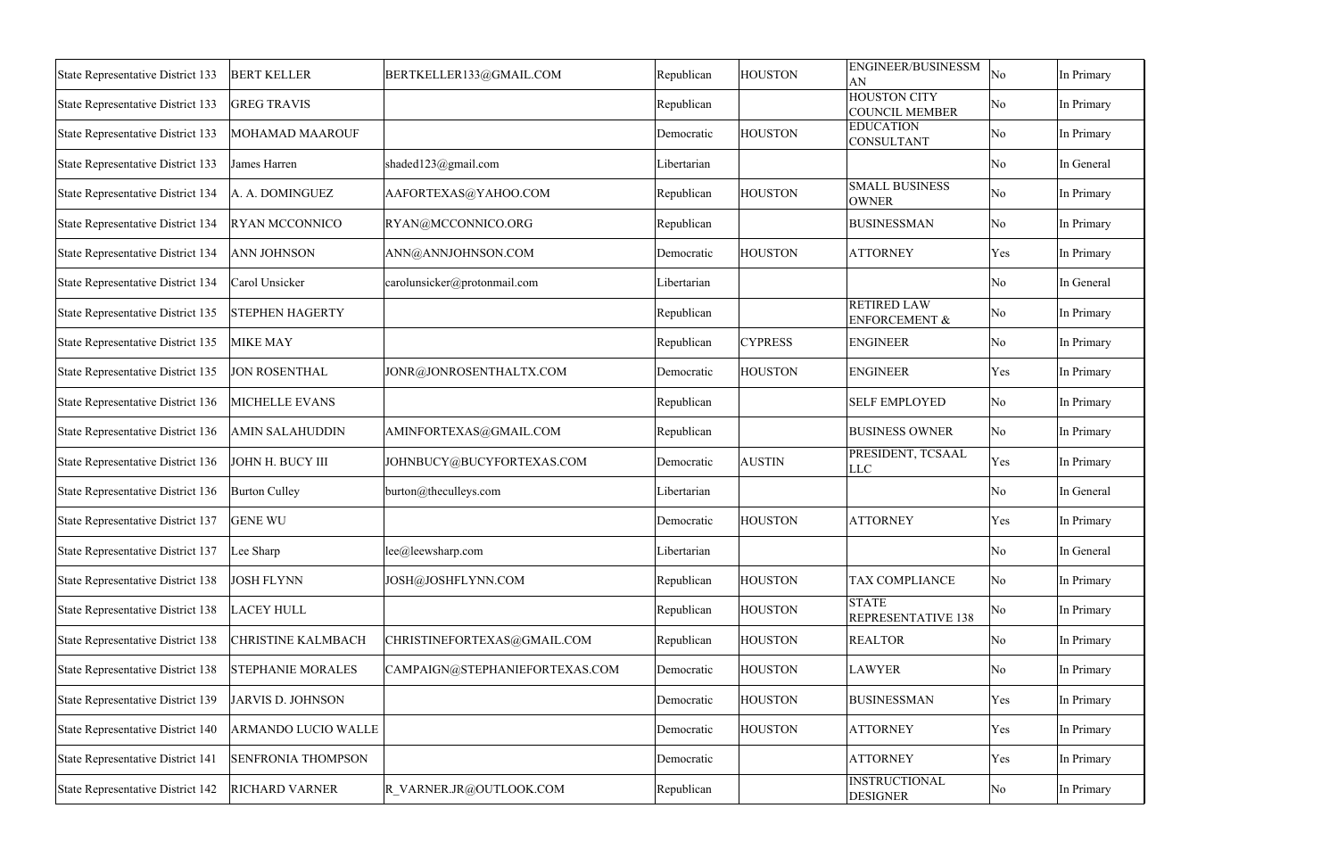| State Representative District 133 | BERT KELLER | BERTKELLER133@GMAIL.COM | Republican | HOUSTON | ENGINEER/BUSINESSMAN | No | In Primary |
|---|---|---|---|---|---|---|---|
| State Representative District 133 | GREG TRAVIS | | Republican | | HOUSTON CITY COUNCIL MEMBER | No | In Primary |
| State Representative District 133 | MOHAMAD MAAROUF | | Democratic | HOUSTON | EDUCATION CONSULTANT | No | In Primary |
| State Representative District 133 | James Harren | shaded123@gmail.com | Libertarian | | | No | In General |
| State Representative District 134 | A. A. DOMINGUEZ | AAFORTEXAS@YAHOO.COM | Republican | HOUSTON | SMALL BUSINESS OWNER | No | In Primary |
| State Representative District 134 | RYAN MCCONNICO | RYAN@MCCONNICO.ORG | Republican | | BUSINESSMAN | No | In Primary |
| State Representative District 134 | ANN JOHNSON | ANN@ANNJOHNSON.COM | Democratic | HOUSTON | ATTORNEY | Yes | In Primary |
| State Representative District 134 | Carol Unsicker | carolunsicker@protonmail.com | Libertarian | | | No | In General |
| State Representative District 135 | STEPHEN HAGERTY | | Republican | | RETIRED LAW ENFORCEMENT & | No | In Primary |
| State Representative District 135 | MIKE MAY | | Republican | CYPRESS | ENGINEER | No | In Primary |
| State Representative District 135 | JON ROSENTHAL | JONR@JONROSENTHALTX.COM | Democratic | HOUSTON | ENGINEER | Yes | In Primary |
| State Representative District 136 | MICHELLE EVANS | | Republican | | SELF EMPLOYED | No | In Primary |
| State Representative District 136 | AMIN SALAHUDDIN | AMINFORTEXAS@GMAIL.COM | Republican | | BUSINESS OWNER | No | In Primary |
| State Representative District 136 | JOHN H. BUCY III | JOHNBUCY@BUCYFORTEXAS.COM | Democratic | AUSTIN | PRESIDENT, TCSAAL LLC | Yes | In Primary |
| State Representative District 136 | Burton Culley | burton@theculleys.com | Libertarian | | | No | In General |
| State Representative District 137 | GENE WU | | Democratic | HOUSTON | ATTORNEY | Yes | In Primary |
| State Representative District 137 | Lee Sharp | lee@leewsharp.com | Libertarian | | | No | In General |
| State Representative District 138 | JOSH FLYNN | JOSH@JOSHFLYNN.COM | Republican | HOUSTON | TAX COMPLIANCE | No | In Primary |
| State Representative District 138 | LACEY HULL | | Republican | HOUSTON | STATE REPRESENTATIVE 138 | No | In Primary |
| State Representative District 138 | CHRISTINE KALMBACH | CHRISTINEFORTEXAS@GMAIL.COM | Republican | HOUSTON | REALTOR | No | In Primary |
| State Representative District 138 | STEPHANIE MORALES | CAMPAIGN@STEPHANIEFORTEXAS.COM | Democratic | HOUSTON | LAWYER | No | In Primary |
| State Representative District 139 | JARVIS D. JOHNSON | | Democratic | HOUSTON | BUSINESSMAN | Yes | In Primary |
| State Representative District 140 | ARMANDO LUCIO WALLE | | Democratic | HOUSTON | ATTORNEY | Yes | In Primary |
| State Representative District 141 | SENFRONIA THOMPSON | | Democratic | | ATTORNEY | Yes | In Primary |
| State Representative District 142 | RICHARD VARNER | R_VARNER.JR@OUTLOOK.COM | Republican | | INSTRUCTIONAL DESIGNER | No | In Primary |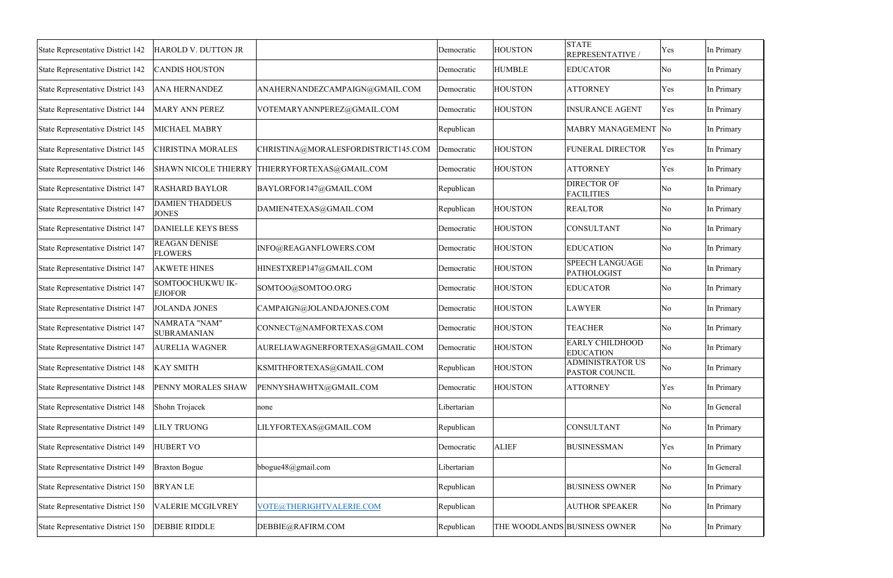| State Representative District 142 | HAROLD V. DUTTON JR | | Democratic | HOUSTON | STATE REPRESENTATIVE / | Yes | In Primary |
|---|---|---|---|---|---|---|---|
| State Representative District 142 | CANDIS HOUSTON | | Democratic | HUMBLE | EDUCATOR | No | In Primary |
| State Representative District 143 | ANA HERNANDEZ | ANAHERNANDEZCAMPAIGN@GMAIL.COM | Democratic | HOUSTON | ATTORNEY | Yes | In Primary |
| State Representative District 144 | MARY ANN PEREZ | VOTEMARYANNPEREZ@GMAIL.COM | Democratic | HOUSTON | INSURANCE AGENT | Yes | In Primary |
| State Representative District 145 | MICHAEL MABRY | | Republican | | MABRY MANAGEMENT | No | In Primary |
| State Representative District 145 | CHRISTINA MORALES | CHRISTINA@MORALESFORDISTRICT145.COM | Democratic | HOUSTON | FUNERAL DIRECTOR | Yes | In Primary |
| State Representative District 146 | SHAWN NICOLE THIERRY | THIERRYFORTEXAS@GMAIL.COM | Democratic | HOUSTON | ATTORNEY | Yes | In Primary |
| State Representative District 147 | RASHARD BAYLOR | BAYLORFOR147@GMAIL.COM | Republican | | DIRECTOR OF FACILITIES | No | In Primary |
| State Representative District 147 | DAMIEN THADDEUS JONES | DAMIEN4TEXAS@GMAIL.COM | Republican | HOUSTON | REALTOR | No | In Primary |
| State Representative District 147 | DANIELLE KEYS BESS | | Democratic | HOUSTON | CONSULTANT | No | In Primary |
| State Representative District 147 | REAGAN DENISE FLOWERS | INFO@REAGANFLOWERS.COM | Democratic | HOUSTON | EDUCATION | No | In Primary |
| State Representative District 147 | AKWETE HINES | HINESTXREP147@GMAIL.COM | Democratic | HOUSTON | SPEECH LANGUAGE PATHOLOGIST | No | In Primary |
| State Representative District 147 | SOMTOOCHUKWU IK-EJIOFOR | SOMTOO@SOMTOO.ORG | Democratic | HOUSTON | EDUCATOR | No | In Primary |
| State Representative District 147 | JOLANDA JONES | CAMPAIGN@JOLANDAJONES.COM | Democratic | HOUSTON | LAWYER | No | In Primary |
| State Representative District 147 | NAMRATA "NAM" SUBRAMANIAN | CONNECT@NAMFORTEXAS.COM | Democratic | HOUSTON | TEACHER | No | In Primary |
| State Representative District 147 | AURELIA WAGNER | AURELIAWAGNERFORTEXAS@GMAIL.COM | Democratic | HOUSTON | EARLY CHILDHOOD EDUCATION | No | In Primary |
| State Representative District 148 | KAY SMITH | KSMITHFORTEXAS@GMAIL.COM | Republican | HOUSTON | ADMINISTRATOR US PASTOR COUNCIL | No | In Primary |
| State Representative District 148 | PENNY MORALES SHAW | PENNYSHAWHTX@GMAIL.COM | Democratic | HOUSTON | ATTORNEY | Yes | In Primary |
| State Representative District 148 | Shohn Trojacek | none | Libertarian | | | No | In General |
| State Representative District 149 | LILY TRUONG | LILYFORTEXAS@GMAIL.COM | Republican | | CONSULTANT | No | In Primary |
| State Representative District 149 | HUBERT VO | | Democratic | ALIEF | BUSINESSMAN | Yes | In Primary |
| State Representative District 149 | Braxton Bogue | bbogue48@gmail.com | Libertarian | | | No | In General |
| State Representative District 150 | BRYAN LE | | Republican | | BUSINESS OWNER | No | In Primary |
| State Representative District 150 | VALERIE MCGILVREY | VOTE@THERIGHTVALERIE.COM | Republican | | AUTHOR SPEAKER | No | In Primary |
| State Representative District 150 | DEBBIE RIDDLE | DEBBIE@RAFIRM.COM | Republican | THE WOODLANDS | BUSINESS OWNER | No | In Primary |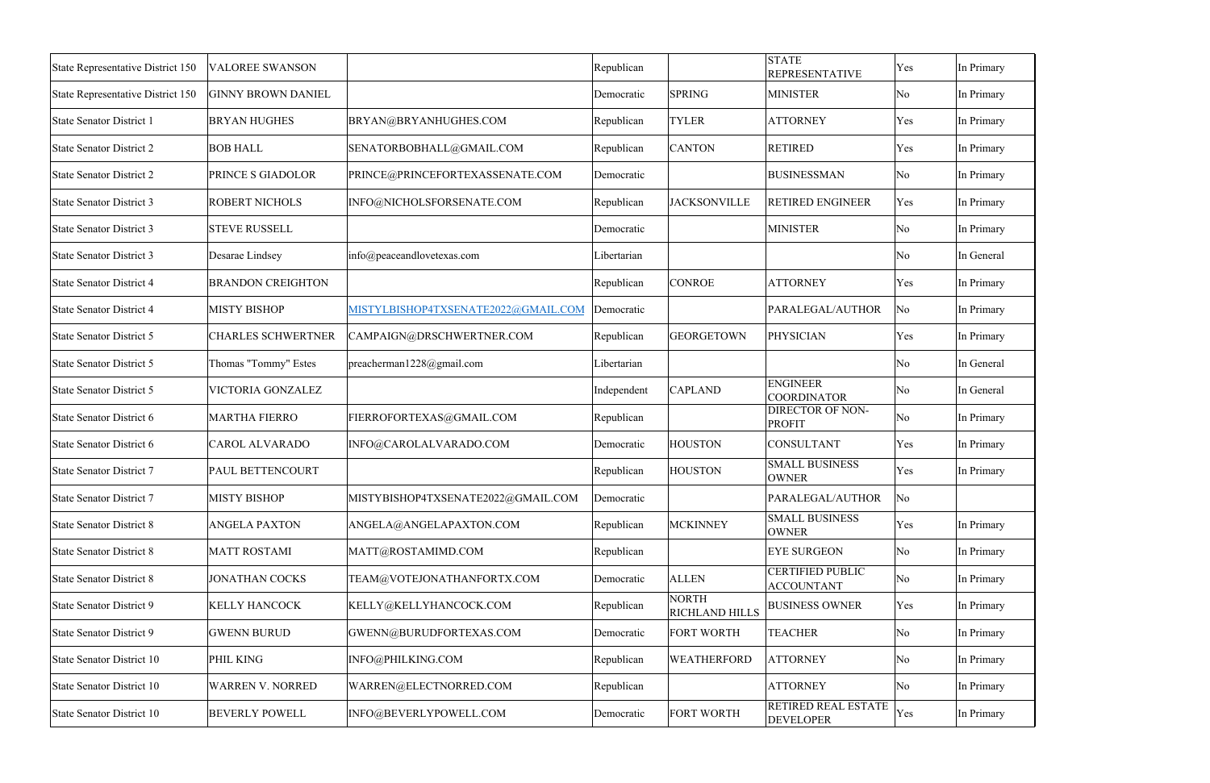| State Representative District 150 | VALOREE SWANSON | | Republican | | STATE REPRESENTATIVE | Yes | In Primary |
|---|---|---|---|---|---|---|---|
| State Representative District 150 | GINNY BROWN DANIEL | | Democratic | SPRING | MINISTER | No | In Primary |
| State Senator District 1 | BRYAN HUGHES | BRYAN@BRYANHUGHES.COM | Republican | TYLER | ATTORNEY | Yes | In Primary |
| State Senator District 2 | BOB HALL | SENATORBOBHALL@GMAIL.COM | Republican | CANTON | RETIRED | Yes | In Primary |
| State Senator District 2 | PRINCE S GIADOLOR | PRINCE@PRINCEFORTEXASSENATE.COM | Democratic | | BUSINESSMAN | No | In Primary |
| State Senator District 3 | ROBERT NICHOLS | INFO@NICHOLSFORSENATE.COM | Republican | JACKSONVILLE | RETIRED ENGINEER | Yes | In Primary |
| State Senator District 3 | STEVE RUSSELL | | Democratic | | MINISTER | No | In Primary |
| State Senator District 3 | Desarae Lindsey | info@peaceandlovetexas.com | Libertarian | | | No | In General |
| State Senator District 4 | BRANDON CREIGHTON | | Republican | CONROE | ATTORNEY | Yes | In Primary |
| State Senator District 4 | MISTY BISHOP | MISTYLBISHOP4TXSENATE2022@GMAIL.COM | Democratic | | PARALEGAL/AUTHOR | No | In Primary |
| State Senator District 5 | CHARLES SCHWERTNER | CAMPAIGN@DRSCHWERTNER.COM | Republican | GEORGETOWN | PHYSICIAN | Yes | In Primary |
| State Senator District 5 | Thomas "Tommy" Estes | preacherman1228@gmail.com | Libertarian | | | No | In General |
| State Senator District 5 | VICTORIA GONZALEZ | | Independent | CAPLAND | ENGINEER COORDINATOR | No | In General |
| State Senator District 6 | MARTHA FIERRO | FIERROFORTEXAS@GMAIL.COM | Republican | | DIRECTOR OF NON-PROFIT | No | In Primary |
| State Senator District 6 | CAROL ALVARADO | INFO@CAROLALVARADO.COM | Democratic | HOUSTON | CONSULTANT | Yes | In Primary |
| State Senator District 7 | PAUL BETTENCOURT | | Republican | HOUSTON | SMALL BUSINESS OWNER | Yes | In Primary |
| State Senator District 7 | MISTY BISHOP | MISTYBISHOP4TXSENATE2022@GMAIL.COM | Democratic | | PARALEGAL/AUTHOR | No | |
| State Senator District 8 | ANGELA PAXTON | ANGELA@ANGELAPAXTON.COM | Republican | MCKINNEY | SMALL BUSINESS OWNER | Yes | In Primary |
| State Senator District 8 | MATT ROSTAMI | MATT@ROSTAMIMD.COM | Republican | | EYE SURGEON | No | In Primary |
| State Senator District 8 | JONATHAN COCKS | TEAM@VOTEJONATHANFORTX.COM | Democratic | ALLEN | CERTIFIED PUBLIC ACCOUNTANT | No | In Primary |
| State Senator District 9 | KELLY HANCOCK | KELLY@KELLYHANCOCK.COM | Republican | NORTH RICHLAND HILLS | BUSINESS OWNER | Yes | In Primary |
| State Senator District 9 | GWENN BURUD | GWENN@BURUDFORTEXAS.COM | Democratic | FORT WORTH | TEACHER | No | In Primary |
| State Senator District 10 | PHIL KING | INFO@PHILKING.COM | Republican | WEATHERFORD | ATTORNEY | No | In Primary |
| State Senator District 10 | WARREN V. NORRED | WARREN@ELECTNORRED.COM | Republican | | ATTORNEY | No | In Primary |
| State Senator District 10 | BEVERLY POWELL | INFO@BEVERLYPOWELL.COM | Democratic | FORT WORTH | RETIRED REAL ESTATE DEVELOPER | Yes | In Primary |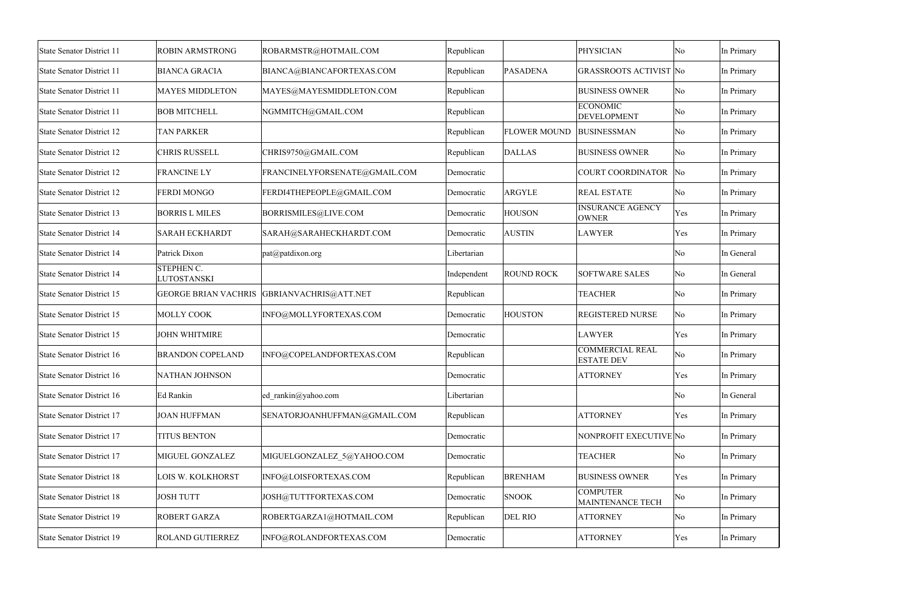| State Senator District 11 | ROBIN ARMSTRONG | ROBARMSTR@HOTMAIL.COM | Republican | | PHYSICIAN | No | In Primary |
|---|---|---|---|---|---|---|---|
| State Senator District 11 | BIANCA GRACIA | BIANCA@BIANCAFORTEXAS.COM | Republican | PASADENA | GRASSROOTS ACTIVIST | No | In Primary |
| State Senator District 11 | MAYES MIDDLETON | MAYES@MAYESMIDDLETON.COM | Republican | | BUSINESS OWNER | No | In Primary |
| State Senator District 11 | BOB MITCHELL | NGMMITCH@GMAIL.COM | Republican | | ECONOMIC DEVELOPMENT | No | In Primary |
| State Senator District 12 | TAN PARKER | | Republican | FLOWER MOUND | BUSINESSMAN | No | In Primary |
| State Senator District 12 | CHRIS RUSSELL | CHRIS9750@GMAIL.COM | Republican | DALLAS | BUSINESS OWNER | No | In Primary |
| State Senator District 12 | FRANCINE LY | FRANCINELYFORSENATE@GMAIL.COM | Democratic | | COURT COORDINATOR | No | In Primary |
| State Senator District 12 | FERDI MONGO | FERDI4THEPEOPLE@GMAIL.COM | Democratic | ARGYLE | REAL ESTATE | No | In Primary |
| State Senator District 13 | BORRIS L MILES | BORRISMILES@LIVE.COM | Democratic | HOUSON | INSURANCE AGENCY OWNER | Yes | In Primary |
| State Senator District 14 | SARAH ECKHARDT | SARAH@SARAHECKHARDT.COM | Democratic | AUSTIN | LAWYER | Yes | In Primary |
| State Senator District 14 | Patrick Dixon | pat@patdixon.org | Libertarian | | | No | In General |
| State Senator District 14 | STEPHEN C. LUTOSTANSKI | | Independent | ROUND ROCK | SOFTWARE SALES | No | In General |
| State Senator District 15 | GEORGE BRIAN VACHRIS | GBRIANVACHRIS@ATT.NET | Republican | | TEACHER | No | In Primary |
| State Senator District 15 | MOLLY COOK | INFO@MOLLYFORTEXAS.COM | Democratic | HOUSTON | REGISTERED NURSE | No | In Primary |
| State Senator District 15 | JOHN WHITMIRE | | Democratic | | LAWYER | Yes | In Primary |
| State Senator District 16 | BRANDON COPELAND | INFO@COPELANDFORTEXAS.COM | Republican | | COMMERCIAL REAL ESTATE DEV | No | In Primary |
| State Senator District 16 | NATHAN JOHNSON | | Democratic | | ATTORNEY | Yes | In Primary |
| State Senator District 16 | Ed Rankin | ed_rankin@yahoo.com | Libertarian | | | No | In General |
| State Senator District 17 | JOAN HUFFMAN | SENATORJOANHUFFMAN@GMAIL.COM | Republican | | ATTORNEY | Yes | In Primary |
| State Senator District 17 | TITUS BENTON | | Democratic | | NONPROFIT EXECUTIVE | No | In Primary |
| State Senator District 17 | MIGUEL GONZALEZ | MIGUELGONZALEZ_5@YAHOO.COM | Democratic | | TEACHER | No | In Primary |
| State Senator District 18 | LOIS W. KOLKHORST | INFO@LOISFORTEXAS.COM | Republican | BRENHAM | BUSINESS OWNER | Yes | In Primary |
| State Senator District 18 | JOSH TUTT | JOSH@TUTTFORTEXAS.COM | Democratic | SNOOK | COMPUTER MAINTENANCE TECH | No | In Primary |
| State Senator District 19 | ROBERT GARZA | ROBERTGARZA1@HOTMAIL.COM | Republican | DEL RIO | ATTORNEY | No | In Primary |
| State Senator District 19 | ROLAND GUTIERREZ | INFO@ROLANDFORTEXAS.COM | Democratic | | ATTORNEY | Yes | In Primary |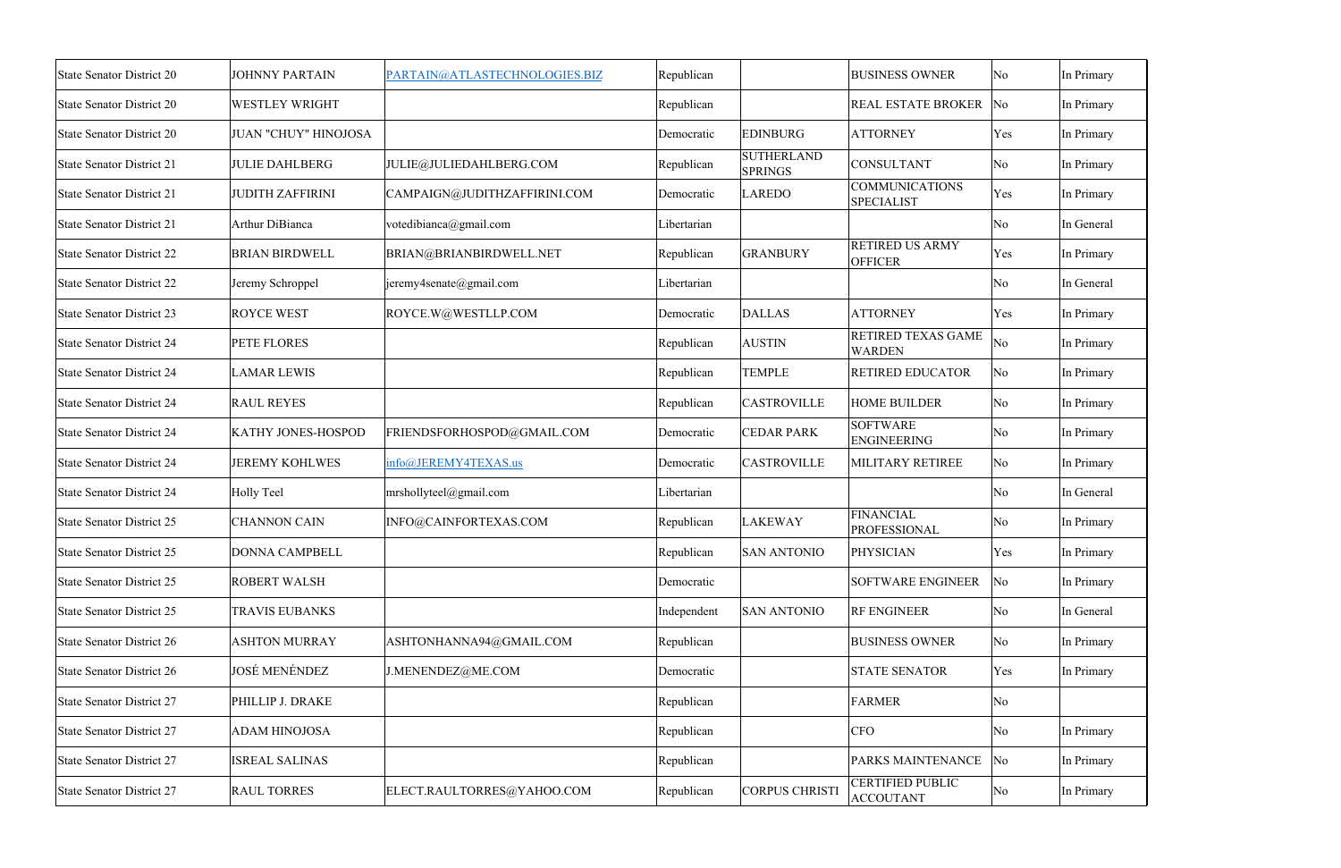| State Senator District 20 | JOHNNY PARTAIN | PARTAIN@ATLASTECHNOLOGIES.BIZ | Republican | | BUSINESS OWNER | No | In Primary |
|---|---|---|---|---|---|---|---|
| State Senator District 20 | WESTLEY WRIGHT | | Republican | | REAL ESTATE BROKER | No | In Primary |
| State Senator District 20 | JUAN "CHUY" HINOJOSA | | Democratic | EDINBURG | ATTORNEY | Yes | In Primary |
| State Senator District 21 | JULIE DAHLBERG | JULIE@JULIEDAHLBERG.COM | Republican | SUTHERLAND SPRINGS | CONSULTANT | No | In Primary |
| State Senator District 21 | JUDITH ZAFFIRINI | CAMPAIGN@JUDITHZAFFIRINI.COM | Democratic | LAREDO | COMMUNICATIONS SPECIALIST | Yes | In Primary |
| State Senator District 21 | Arthur DiBianca | votedibianca@gmail.com | Libertarian | | | No | In General |
| State Senator District 22 | BRIAN BIRDWELL | BRIAN@BRIANBIRDWELL.NET | Republican | GRANBURY | RETIRED US ARMY OFFICER | Yes | In Primary |
| State Senator District 22 | Jeremy Schroppel | jeremy4senate@gmail.com | Libertarian | | | No | In General |
| State Senator District 23 | ROYCE WEST | ROYCE.W@WESTLLP.COM | Democratic | DALLAS | ATTORNEY | Yes | In Primary |
| State Senator District 24 | PETE FLORES | | Republican | AUSTIN | RETIRED TEXAS GAME WARDEN | No | In Primary |
| State Senator District 24 | LAMAR LEWIS | | Republican | TEMPLE | RETIRED EDUCATOR | No | In Primary |
| State Senator District 24 | RAUL REYES | | Republican | CASTROVILLE | HOME BUILDER | No | In Primary |
| State Senator District 24 | KATHY JONES-HOSPOD | FRIENDSFORHOSPOD@GMAIL.COM | Democratic | CEDAR PARK | SOFTWARE ENGINEERING | No | In Primary |
| State Senator District 24 | JEREMY KOHLWES | info@JEREMY4TEXAS.us | Democratic | CASTROVILLE | MILITARY RETIREE | No | In Primary |
| State Senator District 24 | Holly Teel | mrshollyteel@gmail.com | Libertarian | | | No | In General |
| State Senator District 25 | CHANNON CAIN | INFO@CAINFORTEXAS.COM | Republican | LAKEWAY | FINANCIAL PROFESSIONAL | No | In Primary |
| State Senator District 25 | DONNA CAMPBELL | | Republican | SAN ANTONIO | PHYSICIAN | Yes | In Primary |
| State Senator District 25 | ROBERT WALSH | | Democratic | | SOFTWARE ENGINEER | No | In Primary |
| State Senator District 25 | TRAVIS EUBANKS | | Independent | SAN ANTONIO | RF ENGINEER | No | In General |
| State Senator District 26 | ASHTON MURRAY | ASHTONHANNA94@GMAIL.COM | Republican | | BUSINESS OWNER | No | In Primary |
| State Senator District 26 | JOSÉ MENÉNDEZ | J.MENENDEZ@ME.COM | Democratic | | STATE SENATOR | Yes | In Primary |
| State Senator District 27 | PHILLIP J. DRAKE | | Republican | | FARMER | No | |
| State Senator District 27 | ADAM HINOJOSA | | Republican | | CFO | No | In Primary |
| State Senator District 27 | ISREAL SALINAS | | Republican | | PARKS MAINTENANCE | No | In Primary |
| State Senator District 27 | RAUL TORRES | ELECT.RAULTORRES@YAHOO.COM | Republican | CORPUS CHRISTI | CERTIFIED PUBLIC ACCOUTANT | No | In Primary |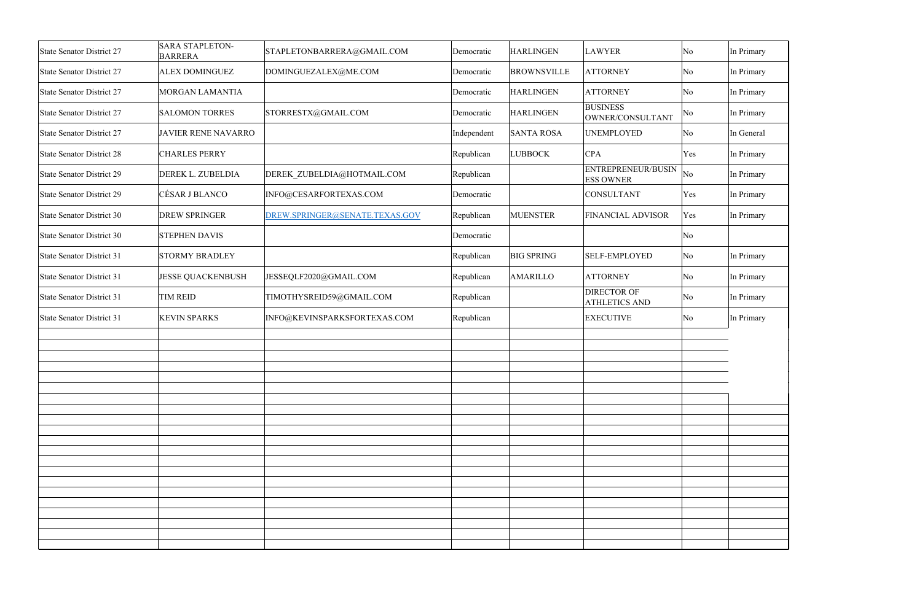| | | | | | | | |
|---|---|---|---|---|---|---|---|
| State Senator District 27 | SARA STAPLETON-BARRERA | STAPLETONBARRERA@GMAIL.COM | Democratic | HARLINGEN | LAWYER | No | In Primary |
| State Senator District 27 | ALEX DOMINGUEZ | DOMINGUEZALEX@ME.COM | Democratic | BROWNSVILLE | ATTORNEY | No | In Primary |
| State Senator District 27 | MORGAN LAMANTIA | | Democratic | HARLINGEN | ATTORNEY | No | In Primary |
| State Senator District 27 | SALOMON TORRES | STORRESTX@GMAIL.COM | Democratic | HARLINGEN | BUSINESS OWNER/CONSULTANT | No | In Primary |
| State Senator District 27 | JAVIER RENE NAVARRO | | Independent | SANTA ROSA | UNEMPLOYED | No | In General |
| State Senator District 28 | CHARLES PERRY | | Republican | LUBBOCK | CPA | Yes | In Primary |
| State Senator District 29 | DEREK L. ZUBELDIA | DEREK_ZUBELDIA@HOTMAIL.COM | Republican | | ENTREPRENEUR/BUSINESS OWNER | No | In Primary |
| State Senator District 29 | CÉSAR J BLANCO | INFO@CESARFORTEXAS.COM | Democratic | | CONSULTANT | Yes | In Primary |
| State Senator District 30 | DREW SPRINGER | DREW.SPRINGER@SENATE.TEXAS.GOV | Republican | MUENSTER | FINANCIAL ADVISOR | Yes | In Primary |
| State Senator District 30 | STEPHEN DAVIS | | Democratic | | | No | |
| State Senator District 31 | STORMY BRADLEY | | Republican | BIG SPRING | SELF-EMPLOYED | No | In Primary |
| State Senator District 31 | JESSE QUACKENBUSH | JESSEQLF2020@GMAIL.COM | Republican | AMARILLO | ATTORNEY | No | In Primary |
| State Senator District 31 | TIM REID | TIMOTHYSREID59@GMAIL.COM | Republican | | DIRECTOR OF ATHLETICS AND | No | In Primary |
| State Senator District 31 | KEVIN SPARKS | INFO@KEVINSPARKSFORTEXAS.COM | Republican | | EXECUTIVE | No | In Primary |